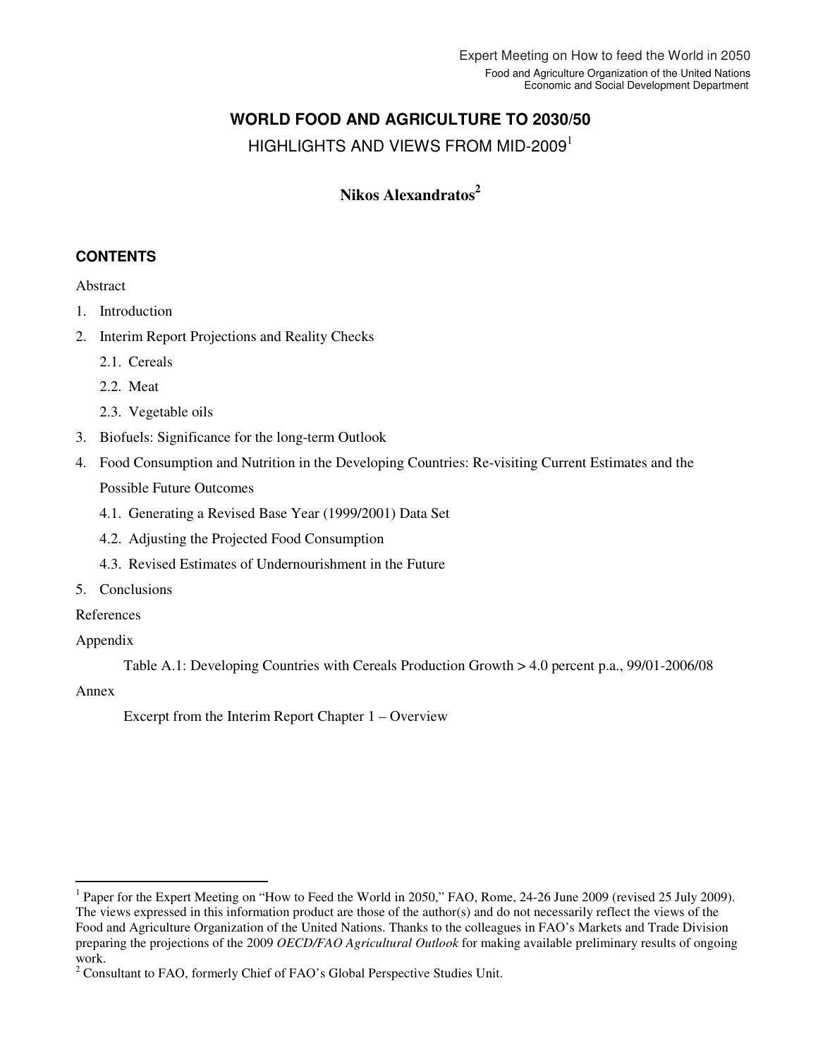Expert Meeting on How to feed the World in 2050

Food and Agriculture Organization of the United Nations
Economic and Social Development Department

# WORLD FOOD AND AGRICULTURE TO 2030/50

## HIGHLIGHTS AND VIEWS FROM MID-2009[1]

**Nikos Alexandratos[2]**

## CONTENTS

Abstract

1. Introduction
2. Interim Report Projections and Reality Checks
   - 2.1. Cereals
   - 2.2. Meat
   - 2.3. Vegetable oils
3. Biofuels: Significance for the long-term Outlook
4. Food Consumption and Nutrition in the Developing Countries: Re-visiting Current Estimates and the Possible Future Outcomes
   - 4.1. Generating a Revised Base Year (1999/2001) Data Set
   - 4.2. Adjusting the Projected Food Consumption
   - 4.3. Revised Estimates of Undernourishment in the Future
5. Conclusions

References

Appendix

Table A.1: Developing Countries with Cereals Production Growth > 4.0 percent p.a., 99/01-2006/08

Annex

Excerpt from the Interim Report Chapter 1 – Overview

---

[1] Paper for the Expert Meeting on "How to Feed the World in 2050," FAO, Rome, 24-26 June 2009 (revised 25 July 2009). The views expressed in this information product are those of the author(s) and do not necessarily reflect the views of the Food and Agriculture Organization of the United Nations. Thanks to the colleagues in FAO's Markets and Trade Division preparing the projections of the 2009 *OECD/FAO Agricultural Outlook* for making available preliminary results of ongoing work.

[2] Consultant to FAO, formerly Chief of FAO's Global Perspective Studies Unit.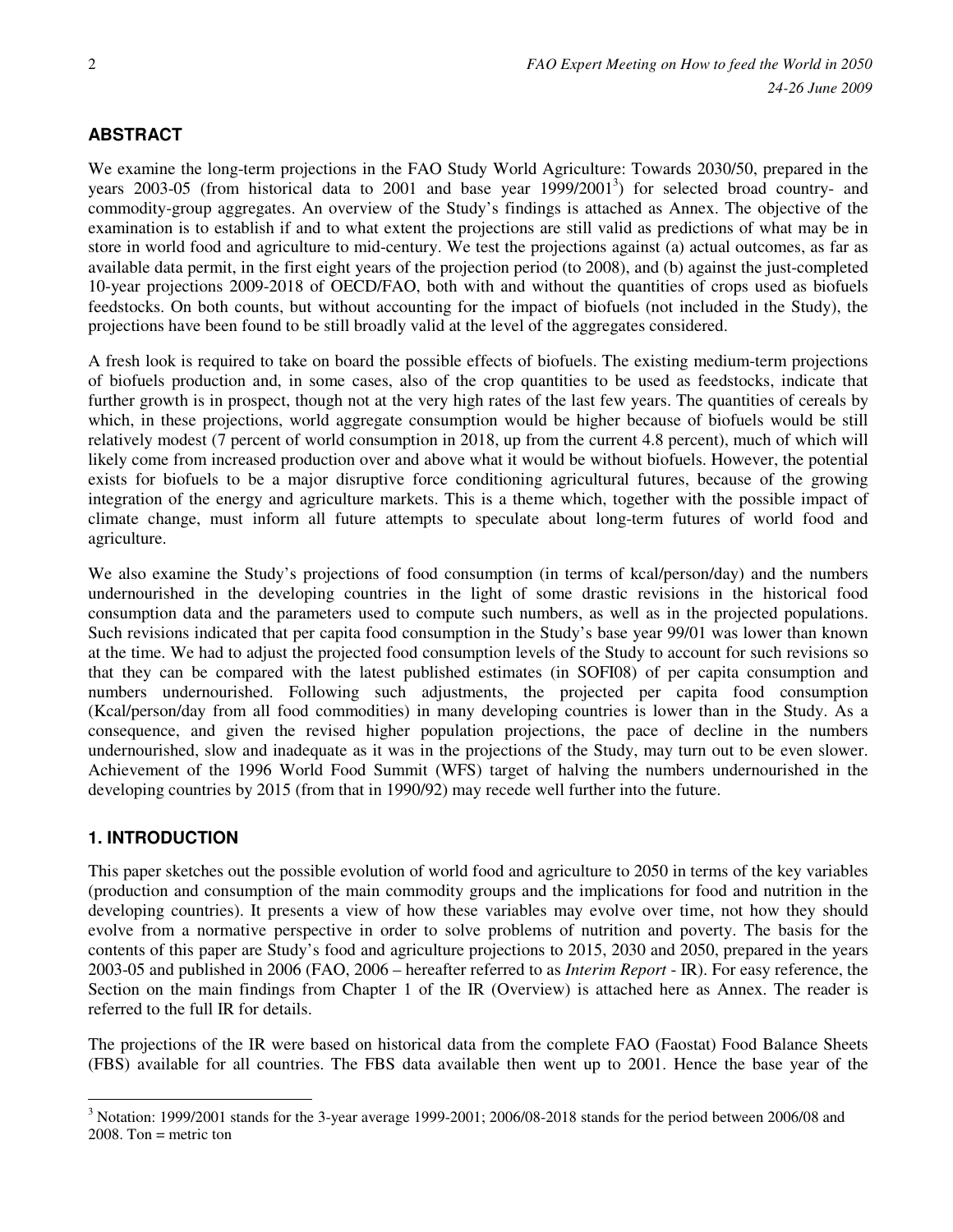## ABSTRACT

We examine the long-term projections in the FAO Study World Agriculture: Towards 2030/50, prepared in the years 2003-05 (from historical data to 2001 and base year 1999/2001[3]) for selected broad country- and commodity-group aggregates. An overview of the Study's findings is attached as Annex. The objective of the examination is to establish if and to what extent the projections are still valid as predictions of what may be in store in world food and agriculture to mid-century. We test the projections against (a) actual outcomes, as far as available data permit, in the first eight years of the projection period (to 2008), and (b) against the just-completed 10-year projections 2009-2018 of OECD/FAO, both with and without the quantities of crops used as biofuels feedstocks. On both counts, but without accounting for the impact of biofuels (not included in the Study), the projections have been found to be still broadly valid at the level of the aggregates considered.

A fresh look is required to take on board the possible effects of biofuels. The existing medium-term projections of biofuels production and, in some cases, also of the crop quantities to be used as feedstocks, indicate that further growth is in prospect, though not at the very high rates of the last few years. The quantities of cereals by which, in these projections, world aggregate consumption would be higher because of biofuels would be still relatively modest (7 percent of world consumption in 2018, up from the current 4.8 percent), much of which will likely come from increased production over and above what it would be without biofuels. However, the potential exists for biofuels to be a major disruptive force conditioning agricultural futures, because of the growing integration of the energy and agriculture markets. This is a theme which, together with the possible impact of climate change, must inform all future attempts to speculate about long-term futures of world food and agriculture.

We also examine the Study's projections of food consumption (in terms of kcal/person/day) and the numbers undernourished in the developing countries in the light of some drastic revisions in the historical food consumption data and the parameters used to compute such numbers, as well as in the projected populations. Such revisions indicated that per capita food consumption in the Study's base year 99/01 was lower than known at the time. We had to adjust the projected food consumption levels of the Study to account for such revisions so that they can be compared with the latest published estimates (in SOFI08) of per capita consumption and numbers undernourished. Following such adjustments, the projected per capita food consumption (Kcal/person/day from all food commodities) in many developing countries is lower than in the Study. As a consequence, and given the revised higher population projections, the pace of decline in the numbers undernourished, slow and inadequate as it was in the projections of the Study, may turn out to be even slower. Achievement of the 1996 World Food Summit (WFS) target of halving the numbers undernourished in the developing countries by 2015 (from that in 1990/92) may recede well further into the future.

## 1. INTRODUCTION

This paper sketches out the possible evolution of world food and agriculture to 2050 in terms of the key variables (production and consumption of the main commodity groups and the implications for food and nutrition in the developing countries). It presents a view of how these variables may evolve over time, not how they should evolve from a normative perspective in order to solve problems of nutrition and poverty. The basis for the contents of this paper are Study's food and agriculture projections to 2015, 2030 and 2050, prepared in the years 2003-05 and published in 2006 (FAO, 2006 – hereafter referred to as *Interim Report* - IR). For easy reference, the Section on the main findings from Chapter 1 of the IR (Overview) is attached here as Annex. The reader is referred to the full IR for details.

The projections of the IR were based on historical data from the complete FAO (Faostat) Food Balance Sheets (FBS) available for all countries. The FBS data available then went up to 2001. Hence the base year of the

---

[3] Notation: 1999/2001 stands for the 3-year average 1999-2001; 2006/08-2018 stands for the period between 2006/08 and 2008. Ton = metric ton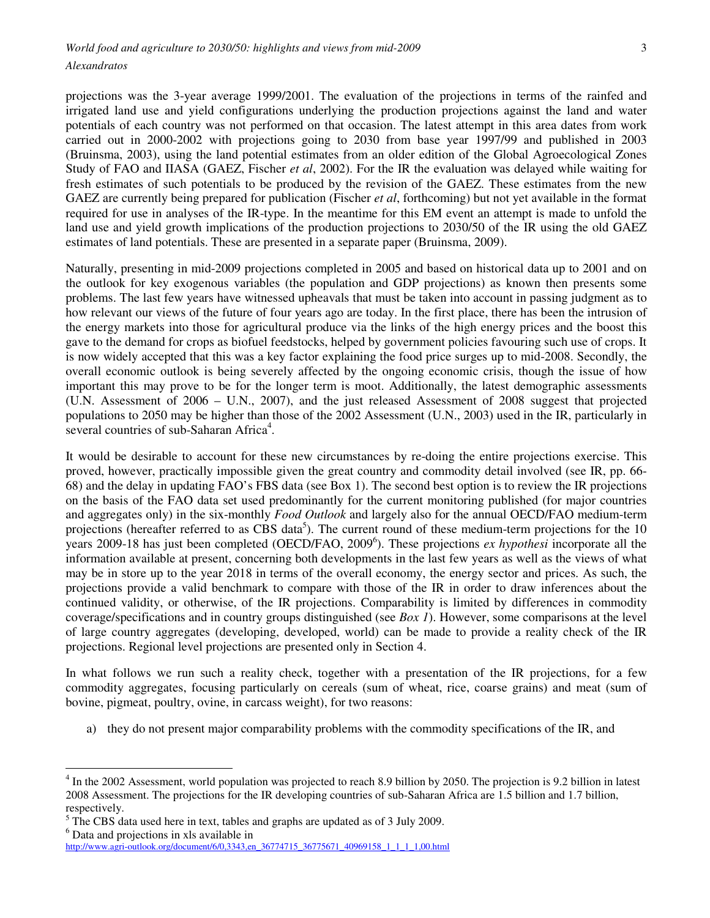projections was the 3-year average 1999/2001. The evaluation of the projections in terms of the rainfed and irrigated land use and yield configurations underlying the production projections against the land and water potentials of each country was not performed on that occasion. The latest attempt in this area dates from work carried out in 2000-2002 with projections going to 2030 from base year 1997/99 and published in 2003 (Bruinsma, 2003), using the land potential estimates from an older edition of the Global Agroecological Zones Study of FAO and IIASA (GAEZ, Fischer *et al*, 2002). For the IR the evaluation was delayed while waiting for fresh estimates of such potentials to be produced by the revision of the GAEZ. These estimates from the new GAEZ are currently being prepared for publication (Fischer *et al*, forthcoming) but not yet available in the format required for use in analyses of the IR-type. In the meantime for this EM event an attempt is made to unfold the land use and yield growth implications of the production projections to 2030/50 of the IR using the old GAEZ estimates of land potentials. These are presented in a separate paper (Bruinsma, 2009).

Naturally, presenting in mid-2009 projections completed in 2005 and based on historical data up to 2001 and on the outlook for key exogenous variables (the population and GDP projections) as known then presents some problems. The last few years have witnessed upheavals that must be taken into account in passing judgment as to how relevant our views of the future of four years ago are today. In the first place, there has been the intrusion of the energy markets into those for agricultural produce via the links of the high energy prices and the boost this gave to the demand for crops as biofuel feedstocks, helped by government policies favouring such use of crops. It is now widely accepted that this was a key factor explaining the food price surges up to mid-2008. Secondly, the overall economic outlook is being severely affected by the ongoing economic crisis, though the issue of how important this may prove to be for the longer term is moot. Additionally, the latest demographic assessments (U.N. Assessment of 2006 – U.N., 2007), and the just released Assessment of 2008 suggest that projected populations to 2050 may be higher than those of the 2002 Assessment (U.N., 2003) used in the IR, particularly in several countries of sub-Saharan Africa[4].

It would be desirable to account for these new circumstances by re-doing the entire projections exercise. This proved, however, practically impossible given the great country and commodity detail involved (see IR, pp. 66-68) and the delay in updating FAO's FBS data (see Box 1). The second best option is to review the IR projections on the basis of the FAO data set used predominantly for the current monitoring published (for major countries and aggregates only) in the six-monthly *Food Outlook* and largely also for the annual OECD/FAO medium-term projections (hereafter referred to as CBS data[5]). The current round of these medium-term projections for the 10 years 2009-18 has just been completed (OECD/FAO, 2009[6]). These projections *ex hypothesi* incorporate all the information available at present, concerning both developments in the last few years as well as the views of what may be in store up to the year 2018 in terms of the overall economy, the energy sector and prices. As such, the projections provide a valid benchmark to compare with those of the IR in order to draw inferences about the continued validity, or otherwise, of the IR projections. Comparability is limited by differences in commodity coverage/specifications and in country groups distinguished (see *Box 1*). However, some comparisons at the level of large country aggregates (developing, developed, world) can be made to provide a reality check of the IR projections. Regional level projections are presented only in Section 4.

In what follows we run such a reality check, together with a presentation of the IR projections, for a few commodity aggregates, focusing particularly on cereals (sum of wheat, rice, coarse grains) and meat (sum of bovine, pigmeat, poultry, ovine, in carcass weight), for two reasons:

a) they do not present major comparability problems with the commodity specifications of the IR, and

---

[4] In the 2002 Assessment, world population was projected to reach 8.9 billion by 2050. The projection is 9.2 billion in latest 2008 Assessment. The projections for the IR developing countries of sub-Saharan Africa are 1.5 billion and 1.7 billion, respectively.

[5] The CBS data used here in text, tables and graphs are updated as of 3 July 2009.

[6] Data and projections in xls available in http://www.agri-outlook.org/document/6/0,3343,en_36774715_36775671_40969158_1_1_1_1,00.html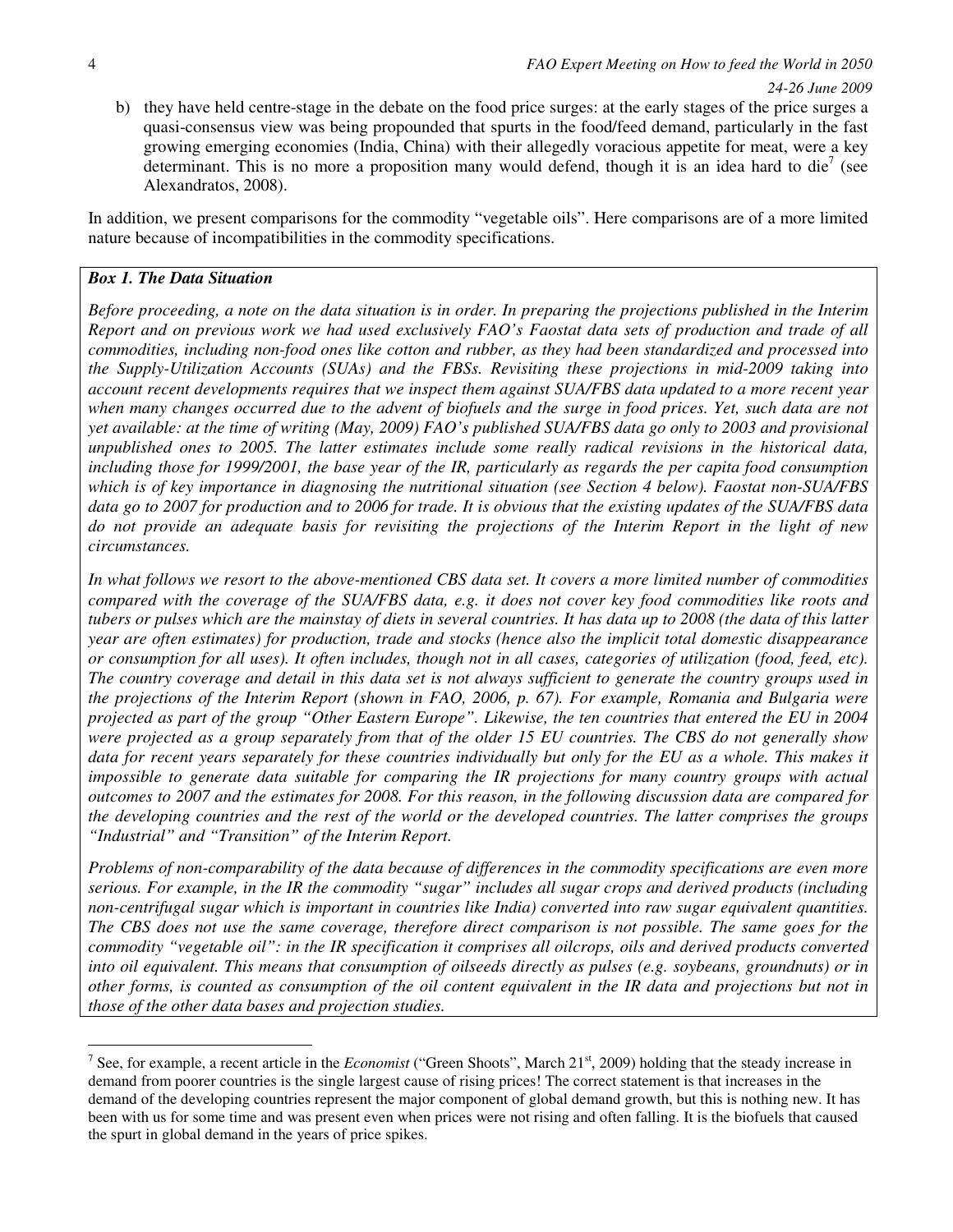b) they have held centre-stage in the debate on the food price surges: at the early stages of the price surges a quasi-consensus view was being propounded that spurts in the food/feed demand, particularly in the fast growing emerging economies (India, China) with their allegedly voracious appetite for meat, were a key determinant. This is no more a proposition many would defend, though it is an idea hard to die[7] (see Alexandratos, 2008).

In addition, we present comparisons for the commodity "vegetable oils". Here comparisons are of a more limited nature because of incompatibilities in the commodity specifications.

***Box 1. The Data Situation***

*Before proceeding, a note on the data situation is in order. In preparing the projections published in the Interim Report and on previous work we had used exclusively FAO's Faostat data sets of production and trade of all commodities, including non-food ones like cotton and rubber, as they had been standardized and processed into the Supply-Utilization Accounts (SUAs) and the FBSs. Revisiting these projections in mid-2009 taking into account recent developments requires that we inspect them against SUA/FBS data updated to a more recent year when many changes occurred due to the advent of biofuels and the surge in food prices. Yet, such data are not yet available: at the time of writing (May, 2009) FAO's published SUA/FBS data go only to 2003 and provisional unpublished ones to 2005. The latter estimates include some really radical revisions in the historical data, including those for 1999/2001, the base year of the IR, particularly as regards the per capita food consumption which is of key importance in diagnosing the nutritional situation (see Section 4 below). Faostat non-SUA/FBS data go to 2007 for production and to 2006 for trade. It is obvious that the existing updates of the SUA/FBS data do not provide an adequate basis for revisiting the projections of the Interim Report in the light of new circumstances.*

*In what follows we resort to the above-mentioned CBS data set. It covers a more limited number of commodities compared with the coverage of the SUA/FBS data, e.g. it does not cover key food commodities like roots and tubers or pulses which are the mainstay of diets in several countries. It has data up to 2008 (the data of this latter year are often estimates) for production, trade and stocks (hence also the implicit total domestic disappearance or consumption for all uses). It often includes, though not in all cases, categories of utilization (food, feed, etc). The country coverage and detail in this data set is not always sufficient to generate the country groups used in the projections of the Interim Report (shown in FAO, 2006, p. 67). For example, Romania and Bulgaria were projected as part of the group "Other Eastern Europe". Likewise, the ten countries that entered the EU in 2004 were projected as a group separately from that of the older 15 EU countries. The CBS do not generally show data for recent years separately for these countries individually but only for the EU as a whole. This makes it impossible to generate data suitable for comparing the IR projections for many country groups with actual outcomes to 2007 and the estimates for 2008. For this reason, in the following discussion data are compared for the developing countries and the rest of the world or the developed countries. The latter comprises the groups "Industrial" and "Transition" of the Interim Report.*

*Problems of non-comparability of the data because of differences in the commodity specifications are even more serious. For example, in the IR the commodity "sugar" includes all sugar crops and derived products (including non-centrifugal sugar which is important in countries like India) converted into raw sugar equivalent quantities. The CBS does not use the same coverage, therefore direct comparison is not possible. The same goes for the commodity "vegetable oil": in the IR specification it comprises all oilcrops, oils and derived products converted into oil equivalent. This means that consumption of oilseeds directly as pulses (e.g. soybeans, groundnuts) or in other forms, is counted as consumption of the oil content equivalent in the IR data and projections but not in those of the other data bases and projection studies.*

---

[7] See, for example, a recent article in the *Economist* ("Green Shoots", March 21st, 2009) holding that the steady increase in demand from poorer countries is the single largest cause of rising prices! The correct statement is that increases in the demand of the developing countries represent the major component of global demand growth, but this is nothing new. It has been with us for some time and was present even when prices were not rising and often falling. It is the biofuels that caused the spurt in global demand in the years of price spikes.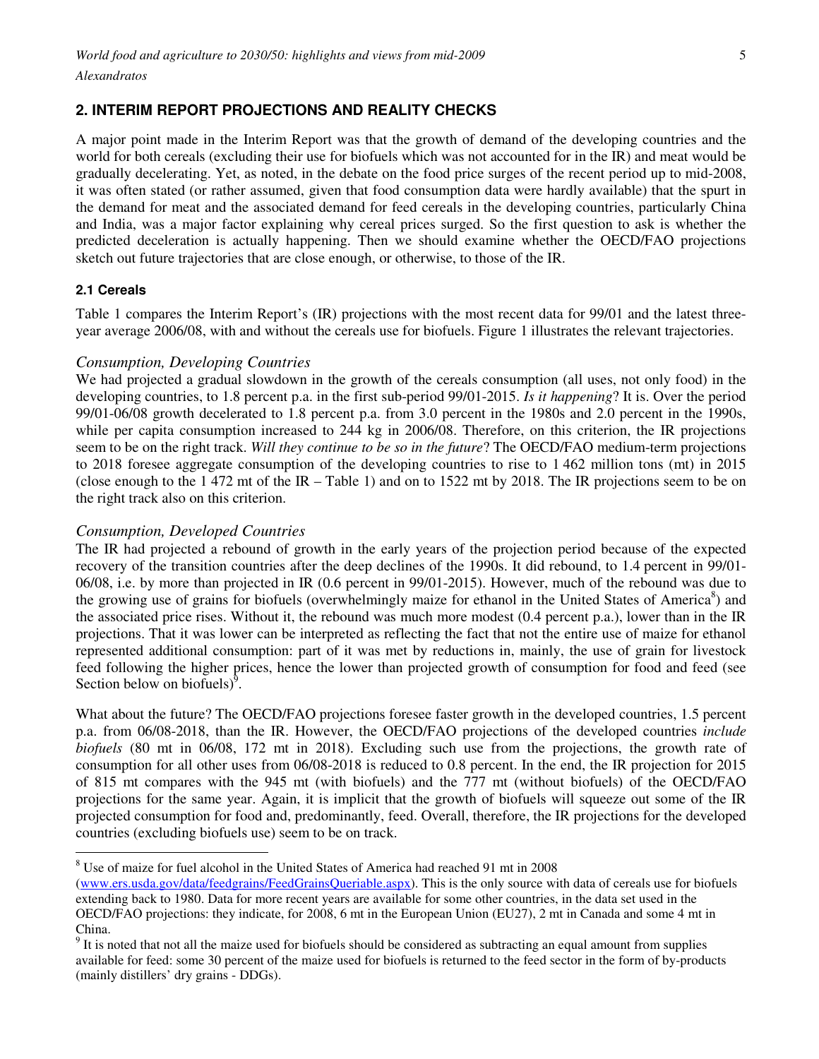## 2. INTERIM REPORT PROJECTIONS AND REALITY CHECKS

A major point made in the Interim Report was that the growth of demand of the developing countries and the world for both cereals (excluding their use for biofuels which was not accounted for in the IR) and meat would be gradually decelerating. Yet, as noted, in the debate on the food price surges of the recent period up to mid-2008, it was often stated (or rather assumed, given that food consumption data were hardly available) that the spurt in the demand for meat and the associated demand for feed cereals in the developing countries, particularly China and India, was a major factor explaining why cereal prices surged. So the first question to ask is whether the predicted deceleration is actually happening. Then we should examine whether the OECD/FAO projections sketch out future trajectories that are close enough, or otherwise, to those of the IR.

### 2.1 Cereals

Table 1 compares the Interim Report's (IR) projections with the most recent data for 99/01 and the latest three-year average 2006/08, with and without the cereals use for biofuels. Figure 1 illustrates the relevant trajectories.

*Consumption, Developing Countries*

We had projected a gradual slowdown in the growth of the cereals consumption (all uses, not only food) in the developing countries, to 1.8 percent p.a. in the first sub-period 99/01-2015. *Is it happening*? It is. Over the period 99/01-06/08 growth decelerated to 1.8 percent p.a. from 3.0 percent in the 1980s and 2.0 percent in the 1990s, while per capita consumption increased to 244 kg in 2006/08. Therefore, on this criterion, the IR projections seem to be on the right track. *Will they continue to be so in the future*? The OECD/FAO medium-term projections to 2018 foresee aggregate consumption of the developing countries to rise to 1 462 million tons (mt) in 2015 (close enough to the 1 472 mt of the IR – Table 1) and on to 1522 mt by 2018. The IR projections seem to be on the right track also on this criterion.

*Consumption, Developed Countries*

The IR had projected a rebound of growth in the early years of the projection period because of the expected recovery of the transition countries after the deep declines of the 1990s. It did rebound, to 1.4 percent in 99/01-06/08, i.e. by more than projected in IR (0.6 percent in 99/01-2015). However, much of the rebound was due to the growing use of grains for biofuels (overwhelmingly maize for ethanol in the United States of America[8]) and the associated price rises. Without it, the rebound was much more modest (0.4 percent p.a.), lower than in the IR projections. That it was lower can be interpreted as reflecting the fact that not the entire use of maize for ethanol represented additional consumption: part of it was met by reductions in, mainly, the use of grain for livestock feed following the higher prices, hence the lower than projected growth of consumption for food and feed (see Section below on biofuels)[9].

What about the future? The OECD/FAO projections foresee faster growth in the developed countries, 1.5 percent p.a. from 06/08-2018, than the IR. However, the OECD/FAO projections of the developed countries *include biofuels* (80 mt in 06/08, 172 mt in 2018). Excluding such use from the projections, the growth rate of consumption for all other uses from 06/08-2018 is reduced to 0.8 percent. In the end, the IR projection for 2015 of 815 mt compares with the 945 mt (with biofuels) and the 777 mt (without biofuels) of the OECD/FAO projections for the same year. Again, it is implicit that the growth of biofuels will squeeze out some of the IR projected consumption for food and, predominantly, feed. Overall, therefore, the IR projections for the developed countries (excluding biofuels use) seem to be on track.

---

[8] Use of maize for fuel alcohol in the United States of America had reached 91 mt in 2008 (www.ers.usda.gov/data/feedgrains/FeedGrainsQueriable.aspx). This is the only source with data of cereals use for biofuels extending back to 1980. Data for more recent years are available for some other countries, in the data set used in the OECD/FAO projections: they indicate, for 2008, 6 mt in the European Union (EU27), 2 mt in Canada and some 4 mt in China.

[9] It is noted that not all the maize used for biofuels should be considered as subtracting an equal amount from supplies available for feed: some 30 percent of the maize used for biofuels is returned to the feed sector in the form of by-products (mainly distillers' dry grains - DDGs).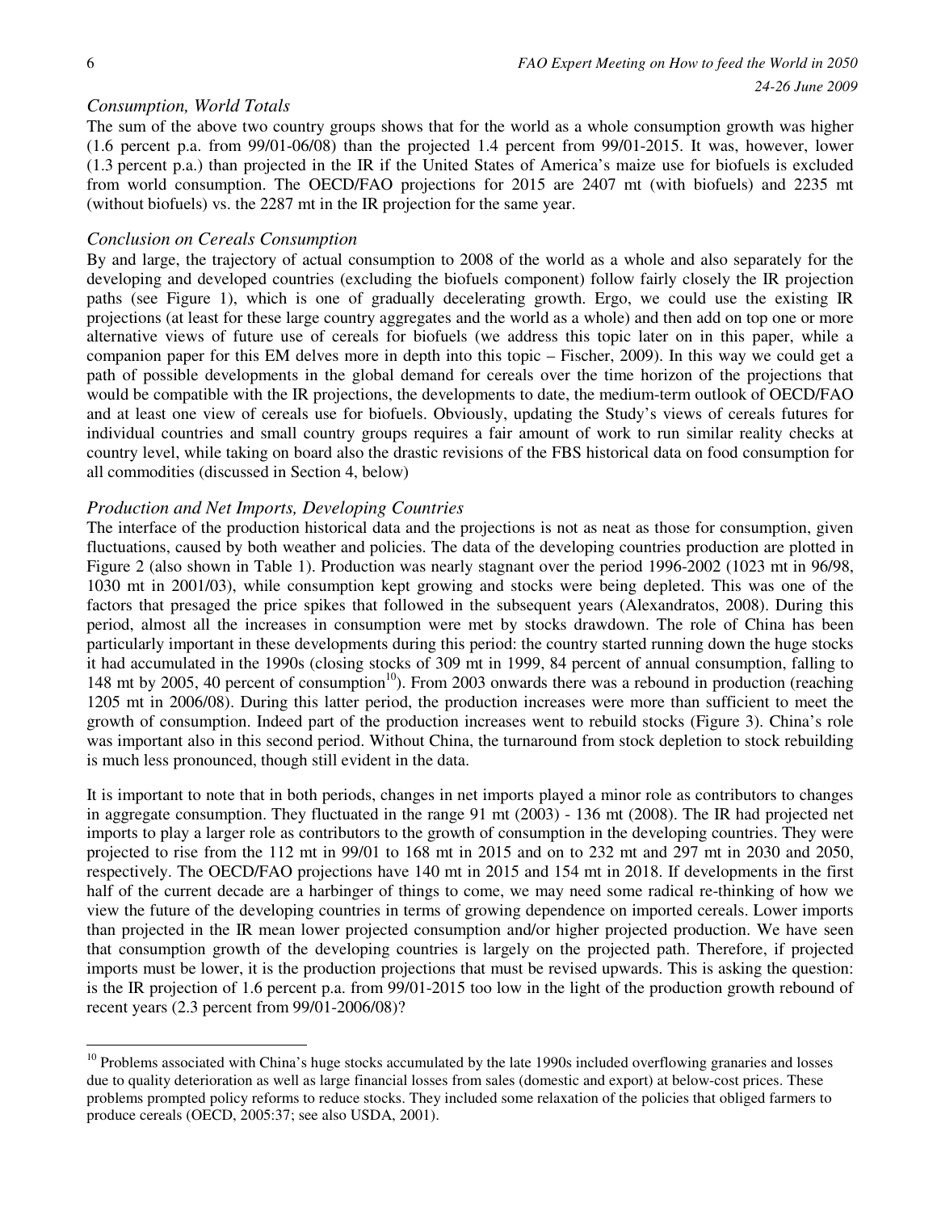### *Consumption, World Totals*

The sum of the above two country groups shows that for the world as a whole consumption growth was higher (1.6 percent p.a. from 99/01-06/08) than the projected 1.4 percent from 99/01-2015. It was, however, lower (1.3 percent p.a.) than projected in the IR if the United States of America's maize use for biofuels is excluded from world consumption. The OECD/FAO projections for 2015 are 2407 mt (with biofuels) and 2235 mt (without biofuels) vs. the 2287 mt in the IR projection for the same year.

### *Conclusion on Cereals Consumption*

By and large, the trajectory of actual consumption to 2008 of the world as a whole and also separately for the developing and developed countries (excluding the biofuels component) follow fairly closely the IR projection paths (see Figure 1), which is one of gradually decelerating growth. Ergo, we could use the existing IR projections (at least for these large country aggregates and the world as a whole) and then add on top one or more alternative views of future use of cereals for biofuels (we address this topic later on in this paper, while a companion paper for this EM delves more in depth into this topic – Fischer, 2009). In this way we could get a path of possible developments in the global demand for cereals over the time horizon of the projections that would be compatible with the IR projections, the developments to date, the medium-term outlook of OECD/FAO and at least one view of cereals use for biofuels. Obviously, updating the Study's views of cereals futures for individual countries and small country groups requires a fair amount of work to run similar reality checks at country level, while taking on board also the drastic revisions of the FBS historical data on food consumption for all commodities (discussed in Section 4, below)

### *Production and Net Imports, Developing Countries*

The interface of the production historical data and the projections is not as neat as those for consumption, given fluctuations, caused by both weather and policies. The data of the developing countries production are plotted in Figure 2 (also shown in Table 1). Production was nearly stagnant over the period 1996-2002 (1023 mt in 96/98, 1030 mt in 2001/03), while consumption kept growing and stocks were being depleted. This was one of the factors that presaged the price spikes that followed in the subsequent years (Alexandratos, 2008). During this period, almost all the increases in consumption were met by stocks drawdown. The role of China has been particularly important in these developments during this period: the country started running down the huge stocks it had accumulated in the 1990s (closing stocks of 309 mt in 1999, 84 percent of annual consumption, falling to 148 mt by 2005, 40 percent of consumption[10]). From 2003 onwards there was a rebound in production (reaching 1205 mt in 2006/08). During this latter period, the production increases were more than sufficient to meet the growth of consumption. Indeed part of the production increases went to rebuild stocks (Figure 3). China's role was important also in this second period. Without China, the turnaround from stock depletion to stock rebuilding is much less pronounced, though still evident in the data.

It is important to note that in both periods, changes in net imports played a minor role as contributors to changes in aggregate consumption. They fluctuated in the range 91 mt (2003) - 136 mt (2008). The IR had projected net imports to play a larger role as contributors to the growth of consumption in the developing countries. They were projected to rise from the 112 mt in 99/01 to 168 mt in 2015 and on to 232 mt and 297 mt in 2030 and 2050, respectively. The OECD/FAO projections have 140 mt in 2015 and 154 mt in 2018. If developments in the first half of the current decade are a harbinger of things to come, we may need some radical re-thinking of how we view the future of the developing countries in terms of growing dependence on imported cereals. Lower imports than projected in the IR mean lower projected consumption and/or higher projected production. We have seen that consumption growth of the developing countries is largely on the projected path. Therefore, if projected imports must be lower, it is the production projections that must be revised upwards. This is asking the question: is the IR projection of 1.6 percent p.a. from 99/01-2015 too low in the light of the production growth rebound of recent years (2.3 percent from 99/01-2006/08)?

---

[10] Problems associated with China's huge stocks accumulated by the late 1990s included overflowing granaries and losses due to quality deterioration as well as large financial losses from sales (domestic and export) at below-cost prices. These problems prompted policy reforms to reduce stocks. They included some relaxation of the policies that obliged farmers to produce cereals (OECD, 2005:37; see also USDA, 2001).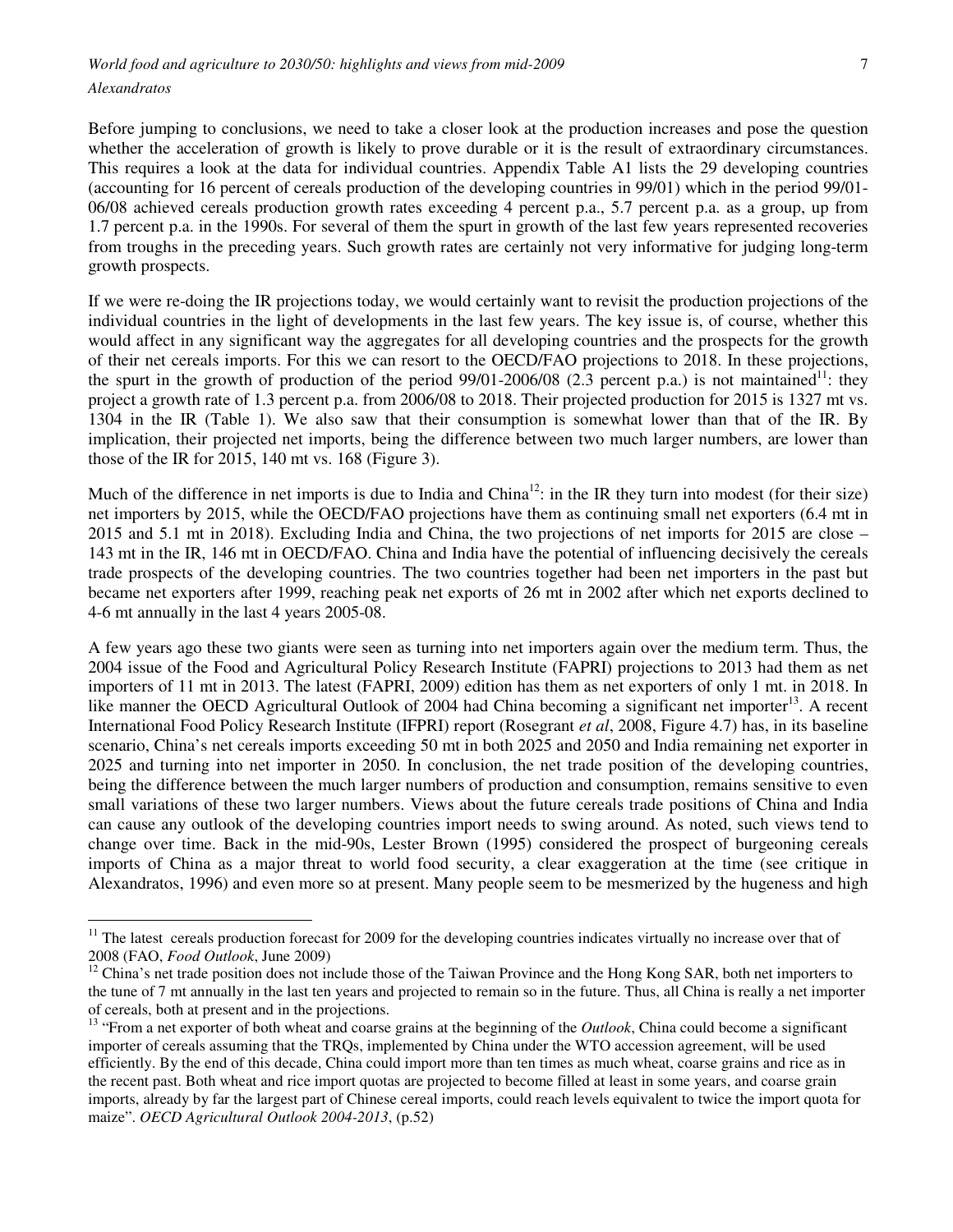Before jumping to conclusions, we need to take a closer look at the production increases and pose the question whether the acceleration of growth is likely to prove durable or it is the result of extraordinary circumstances. This requires a look at the data for individual countries. Appendix Table A1 lists the 29 developing countries (accounting for 16 percent of cereals production of the developing countries in 99/01) which in the period 99/01-06/08 achieved cereals production growth rates exceeding 4 percent p.a., 5.7 percent p.a. as a group, up from 1.7 percent p.a. in the 1990s. For several of them the spurt in growth of the last few years represented recoveries from troughs in the preceding years. Such growth rates are certainly not very informative for judging long-term growth prospects.

If we were re-doing the IR projections today, we would certainly want to revisit the production projections of the individual countries in the light of developments in the last few years. The key issue is, of course, whether this would affect in any significant way the aggregates for all developing countries and the prospects for the growth of their net cereals imports. For this we can resort to the OECD/FAO projections to 2018. In these projections, the spurt in the growth of production of the period 99/01-2006/08 (2.3 percent p.a.) is not maintained[11]: they project a growth rate of 1.3 percent p.a. from 2006/08 to 2018. Their projected production for 2015 is 1327 mt vs. 1304 in the IR (Table 1). We also saw that their consumption is somewhat lower than that of the IR. By implication, their projected net imports, being the difference between two much larger numbers, are lower than those of the IR for 2015, 140 mt vs. 168 (Figure 3).

Much of the difference in net imports is due to India and China[12]: in the IR they turn into modest (for their size) net importers by 2015, while the OECD/FAO projections have them as continuing small net exporters (6.4 mt in 2015 and 5.1 mt in 2018). Excluding India and China, the two projections of net imports for 2015 are close – 143 mt in the IR, 146 mt in OECD/FAO. China and India have the potential of influencing decisively the cereals trade prospects of the developing countries. The two countries together had been net importers in the past but became net exporters after 1999, reaching peak net exports of 26 mt in 2002 after which net exports declined to 4-6 mt annually in the last 4 years 2005-08.

A few years ago these two giants were seen as turning into net importers again over the medium term. Thus, the 2004 issue of the Food and Agricultural Policy Research Institute (FAPRI) projections to 2013 had them as net importers of 11 mt in 2013. The latest (FAPRI, 2009) edition has them as net exporters of only 1 mt. in 2018. In like manner the OECD Agricultural Outlook of 2004 had China becoming a significant net importer[13]. A recent International Food Policy Research Institute (IFPRI) report (Rosegrant *et al*, 2008, Figure 4.7) has, in its baseline scenario, China's net cereals imports exceeding 50 mt in both 2025 and 2050 and India remaining net exporter in 2025 and turning into net importer in 2050. In conclusion, the net trade position of the developing countries, being the difference between the much larger numbers of production and consumption, remains sensitive to even small variations of these two larger numbers. Views about the future cereals trade positions of China and India can cause any outlook of the developing countries import needs to swing around. As noted, such views tend to change over time. Back in the mid-90s, Lester Brown (1995) considered the prospect of burgeoning cereals imports of China as a major threat to world food security, a clear exaggeration at the time (see critique in Alexandratos, 1996) and even more so at present. Many people seem to be mesmerized by the hugeness and high

---

[11] The latest cereals production forecast for 2009 for the developing countries indicates virtually no increase over that of 2008 (FAO, *Food Outlook*, June 2009)

[12] China's net trade position does not include those of the Taiwan Province and the Hong Kong SAR, both net importers to the tune of 7 mt annually in the last ten years and projected to remain so in the future. Thus, all China is really a net importer of cereals, both at present and in the projections.

[13] "From a net exporter of both wheat and coarse grains at the beginning of the *Outlook*, China could become a significant importer of cereals assuming that the TRQs, implemented by China under the WTO accession agreement, will be used efficiently. By the end of this decade, China could import more than ten times as much wheat, coarse grains and rice as in the recent past. Both wheat and rice import quotas are projected to become filled at least in some years, and coarse grain imports, already by far the largest part of Chinese cereal imports, could reach levels equivalent to twice the import quota for maize". *OECD Agricultural Outlook 2004-2013*, (p.52)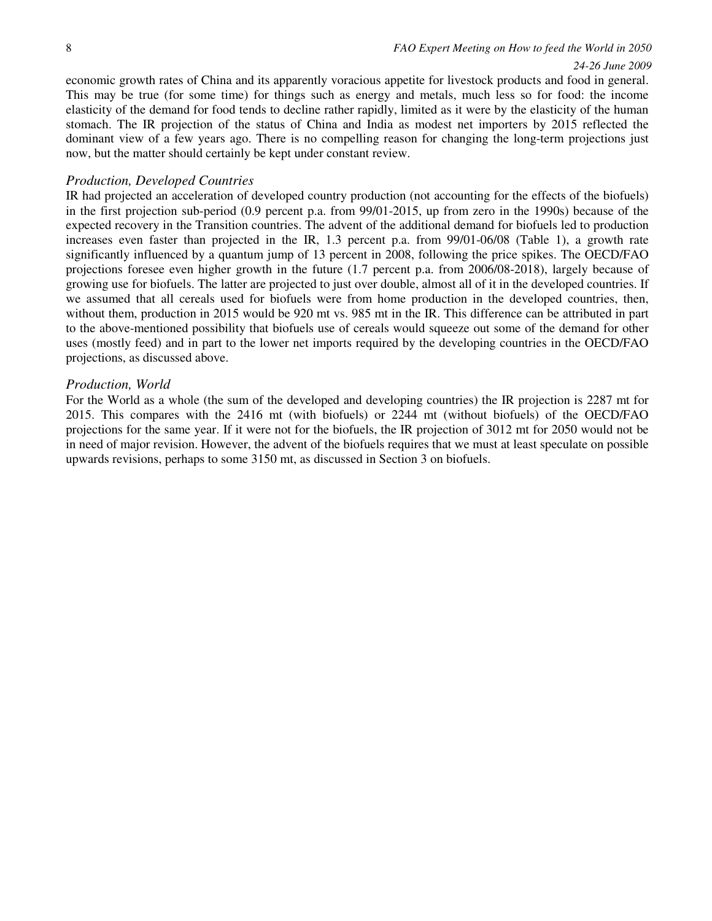economic growth rates of China and its apparently voracious appetite for livestock products and food in general. This may be true (for some time) for things such as energy and metals, much less so for food: the income elasticity of the demand for food tends to decline rather rapidly, limited as it were by the elasticity of the human stomach. The IR projection of the status of China and India as modest net importers by 2015 reflected the dominant view of a few years ago. There is no compelling reason for changing the long-term projections just now, but the matter should certainly be kept under constant review.

### *Production, Developed Countries*

IR had projected an acceleration of developed country production (not accounting for the effects of the biofuels) in the first projection sub-period (0.9 percent p.a. from 99/01-2015, up from zero in the 1990s) because of the expected recovery in the Transition countries. The advent of the additional demand for biofuels led to production increases even faster than projected in the IR, 1.3 percent p.a. from 99/01-06/08 (Table 1), a growth rate significantly influenced by a quantum jump of 13 percent in 2008, following the price spikes. The OECD/FAO projections foresee even higher growth in the future (1.7 percent p.a. from 2006/08-2018), largely because of growing use for biofuels. The latter are projected to just over double, almost all of it in the developed countries. If we assumed that all cereals used for biofuels were from home production in the developed countries, then, without them, production in 2015 would be 920 mt vs. 985 mt in the IR. This difference can be attributed in part to the above-mentioned possibility that biofuels use of cereals would squeeze out some of the demand for other uses (mostly feed) and in part to the lower net imports required by the developing countries in the OECD/FAO projections, as discussed above.

### *Production, World*

For the World as a whole (the sum of the developed and developing countries) the IR projection is 2287 mt for 2015. This compares with the 2416 mt (with biofuels) or 2244 mt (without biofuels) of the OECD/FAO projections for the same year. If it were not for the biofuels, the IR projection of 3012 mt for 2050 would not be in need of major revision. However, the advent of the biofuels requires that we must at least speculate on possible upwards revisions, perhaps to some 3150 mt, as discussed in Section 3 on biofuels.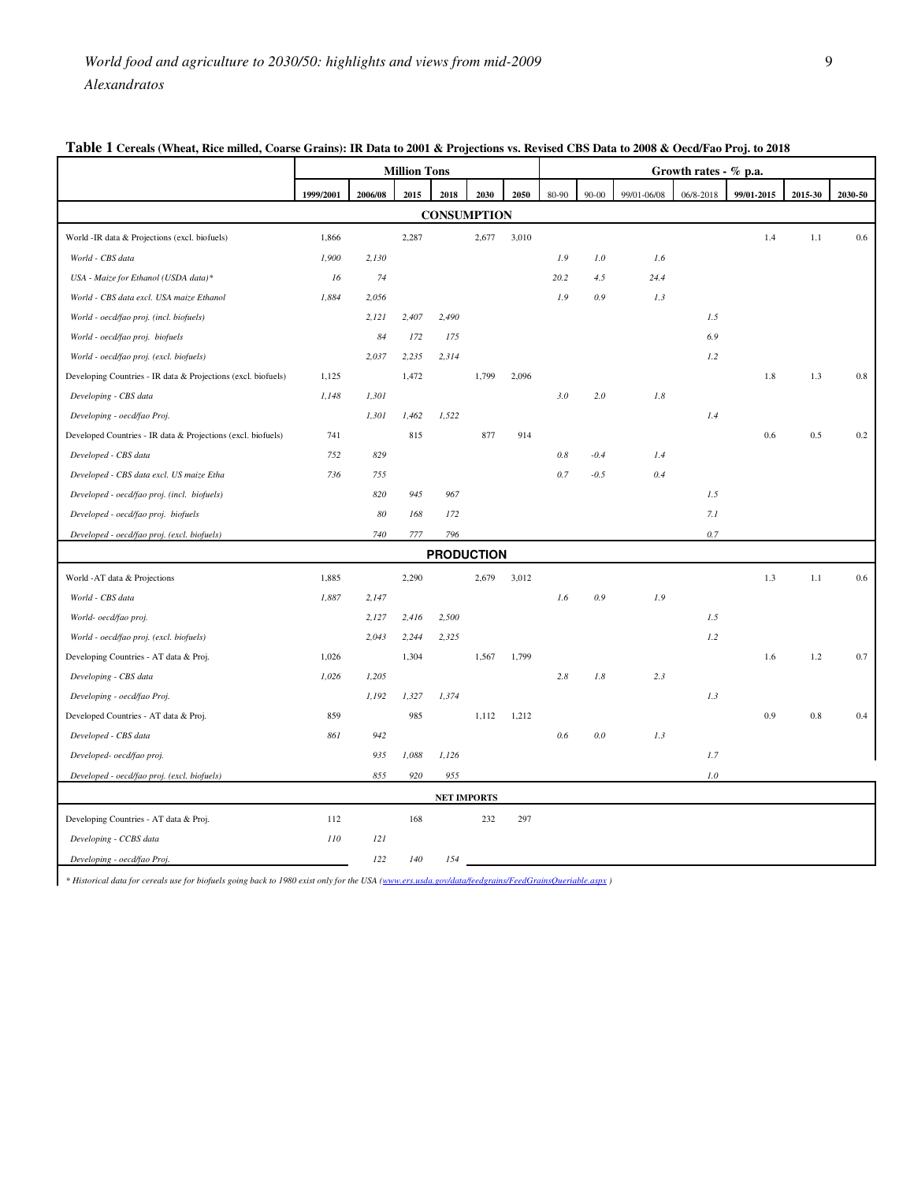**Table 1 Cereals (Wheat, Rice milled, Coarse Grains): IR Data to 2001 & Projections vs. Revised CBS Data to 2008 & Oecd/Fao Proj. to 2018**

| | Million Tons | | | | | | Growth rates - % p.a. | | | | | | |
|---|---|---|---|---|---|---|---|---|---|---|---|---|---|
| | 1999/2001 | 2006/08 | 2015 | 2018 | 2030 | 2050 | 80-90 | 90-00 | 99/01-06/08 | 06/8-2018 | 99/01-2015 | 2015-30 | 2030-50 |
| **CONSUMPTION** | | | | | | | | | | | | | |
| World -IR data & Projections (excl. biofuels) | 1,866 | | 2,287 | | 2,677 | 3,010 | | | | | 1.4 | 1.1 | 0.6 |
| *World - CBS data* | *1,900* | *2,130* | | | | | *1.9* | *1.0* | *1.6* | | | | |
| *USA - Maize for Ethanol (USDA data)** | *16* | *74* | | | | | *20.2* | *4.5* | *24.4* | | | | |
| *World - CBS data excl. USA maize Ethanol* | *1,884* | *2,056* | | | | | *1.9* | *0.9* | *1.3* | | | | |
| *World - oecd/fao proj. (incl. biofuels)* | | *2,121* | *2,407* | *2,490* | | | | | | *1.5* | | | |
| *World - oecd/fao proj. biofuels* | | *84* | *172* | *175* | | | | | | *6.9* | | | |
| *World - oecd/fao proj. (excl. biofuels)* | | *2,037* | *2,235* | *2,314* | | | | | | *1.2* | | | |
| Developing Countries - IR data & Projections (excl. biofuels) | 1,125 | | 1,472 | | 1,799 | 2,096 | | | | | 1.8 | 1.3 | 0.8 |
| *Developing - CBS data* | *1,148* | *1,301* | | | | | *3.0* | *2.0* | *1.8* | | | | |
| *Developing - oecd/fao Proj.* | | *1,301* | *1,462* | *1,522* | | | | | | *1.4* | | | |
| Developed Countries - IR data & Projections (excl. biofuels) | 741 | | 815 | | 877 | 914 | | | | | 0.6 | 0.5 | 0.2 |
| *Developed - CBS data* | *752* | *829* | | | | | *0.8* | *-0.4* | *1.4* | | | | |
| *Developed - CBS data excl. US maize Etha* | *736* | *755* | | | | | *0.7* | *-0.5* | *0.4* | | | | |
| *Developed - oecd/fao proj. (incl. biofuels)* | | *820* | *945* | *967* | | | | | | *1.5* | | | |
| *Developed - oecd/fao proj. biofuels* | | *80* | *168* | *172* | | | | | | *7.1* | | | |
| *Developed - oecd/fao proj. (excl. biofuels)* | | *740* | *777* | *796* | | | | | | *0.7* | | | |
| **PRODUCTION** | | | | | | | | | | | | | |
| World -AT data & Projections | 1,885 | | 2,290 | | 2,679 | 3,012 | | | | | 1.3 | 1.1 | 0.6 |
| *World - CBS data* | *1,887* | *2,147* | | | | | *1.6* | *0.9* | *1.9* | | | | |
| *World- oecd/fao proj.* | | *2,127* | *2,416* | *2,500* | | | | | | *1.5* | | | |
| *World - oecd/fao proj. (excl. biofuels)* | | *2,043* | *2,244* | *2,325* | | | | | | *1.2* | | | |
| Developing Countries - AT data & Proj. | 1,026 | | 1,304 | | 1,567 | 1,799 | | | | | 1.6 | 1.2 | 0.7 |
| *Developing - CBS data* | *1,026* | *1,205* | | | | | *2.8* | *1.8* | *2.3* | | | | |
| *Developing - oecd/fao Proj.* | | *1,192* | *1,327* | *1,374* | | | | | | *1.3* | | | |
| Developed Countries - AT data & Proj. | 859 | | 985 | | 1,112 | 1,212 | | | | | 0.9 | 0.8 | 0.4 |
| *Developed - CBS data* | *861* | *942* | | | | | *0.6* | *0.0* | *1.3* | | | | |
| *Developed- oecd/fao proj.* | | *935* | *1,088* | *1,126* | | | | | | *1.7* | | | |
| *Developed - oecd/fao proj. (excl. biofuels)* | | *855* | *920* | *955* | | | | | | *1.0* | | | |
| **NET IMPORTS** | | | | | | | | | | | | | |
| Developing Countries - AT data & Proj. | 112 | | 168 | | 232 | 297 | | | | | | | |
| *Developing - CCBS data* | *110* | *121* | | | | | | | | | | | |
| *Developing - oecd/fao Proj.* | | *122* | *140* | *154* | | | | | | | | | |

*\* Historical data for cereals use for biofuels going back to 1980 exist only for the USA (www.ers.usda.gov/data/feedgrains/FeedGrainsQueriable.aspx )*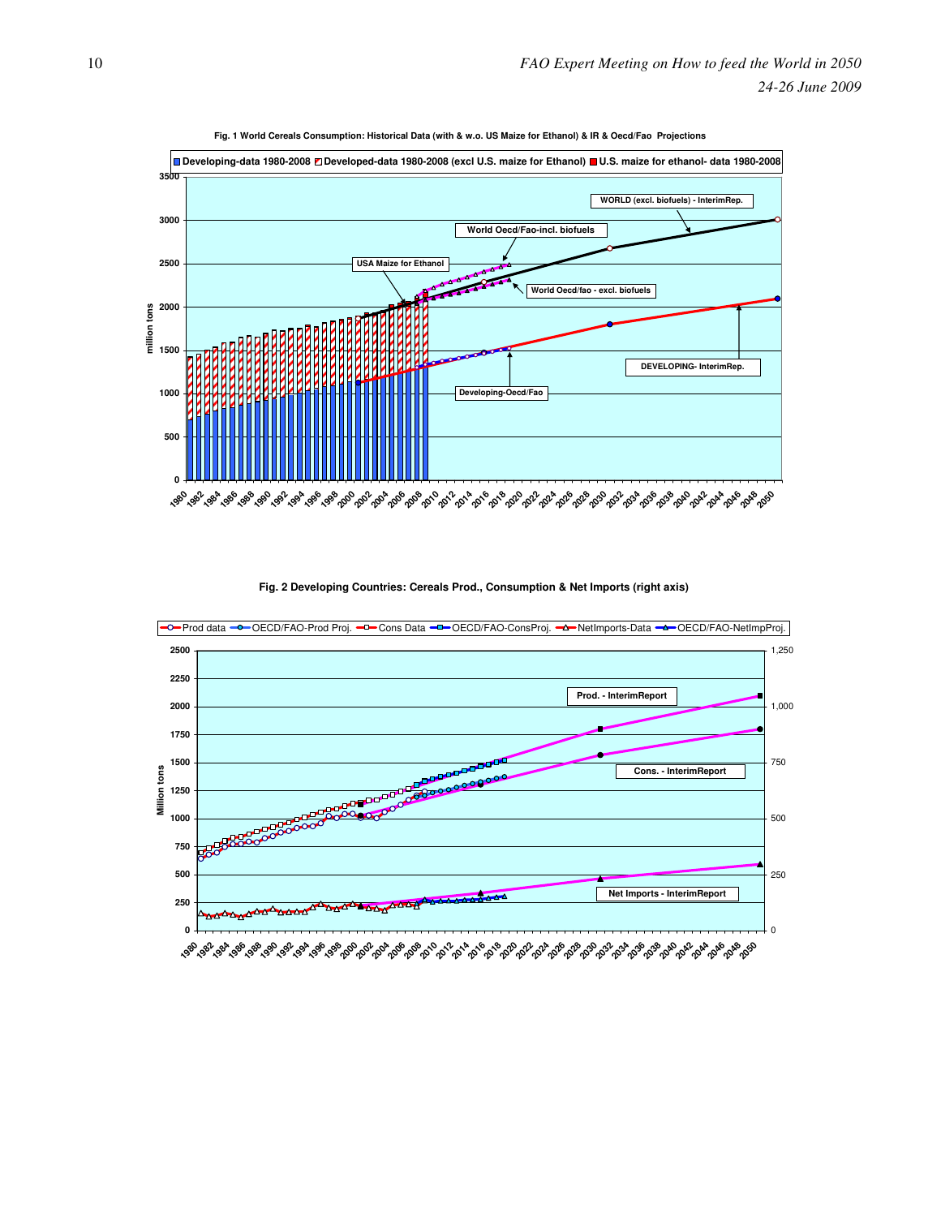Fig. 1 World Cereals Consumption: Historical Data (with & w.o. US Maize for Ethanol) & IR & Oecd/Fao Projections

Fig. 2 Developing Countries: Cereals Prod., Consumption & Net Imports (right axis)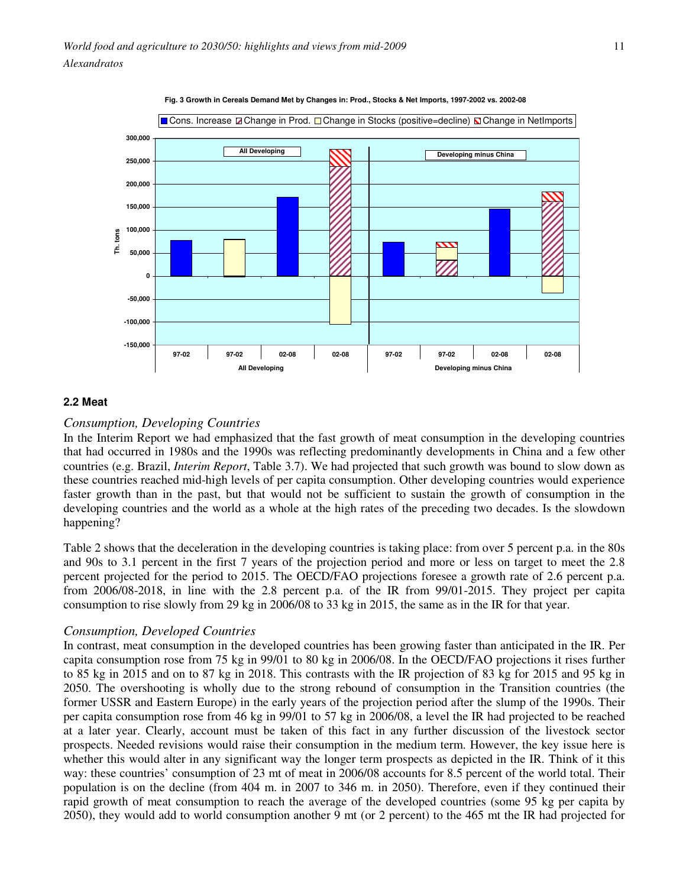**Fig. 3 Growth in Cereals Demand Met by Changes in: Prod., Stocks & Net Imports, 1997-2002 vs. 2002-08**

### 2.2 Meat

*Consumption, Developing Countries*

In the Interim Report we had emphasized that the fast growth of meat consumption in the developing countries that had occurred in 1980s and the 1990s was reflecting predominantly developments in China and a few other countries (e.g. Brazil, *Interim Report*, Table 3.7). We had projected that such growth was bound to slow down as these countries reached mid-high levels of per capita consumption. Other developing countries would experience faster growth than in the past, but that would not be sufficient to sustain the growth of consumption in the developing countries and the world as a whole at the high rates of the preceding two decades. Is the slowdown happening?

Table 2 shows that the deceleration in the developing countries is taking place: from over 5 percent p.a. in the 80s and 90s to 3.1 percent in the first 7 years of the projection period and more or less on target to meet the 2.8 percent projected for the period to 2015. The OECD/FAO projections foresee a growth rate of 2.6 percent p.a. from 2006/08-2018, in line with the 2.8 percent p.a. of the IR from 99/01-2015. They project per capita consumption to rise slowly from 29 kg in 2006/08 to 33 kg in 2015, the same as in the IR for that year.

*Consumption, Developed Countries*

In contrast, meat consumption in the developed countries has been growing faster than anticipated in the IR. Per capita consumption rose from 75 kg in 99/01 to 80 kg in 2006/08. In the OECD/FAO projections it rises further to 85 kg in 2015 and on to 87 kg in 2018. This contrasts with the IR projection of 83 kg for 2015 and 95 kg in 2050. The overshooting is wholly due to the strong rebound of consumption in the Transition countries (the former USSR and Eastern Europe) in the early years of the projection period after the slump of the 1990s. Their per capita consumption rose from 46 kg in 99/01 to 57 kg in 2006/08, a level the IR had projected to be reached at a later year. Clearly, account must be taken of this fact in any further discussion of the livestock sector prospects. Needed revisions would raise their consumption in the medium term. However, the key issue here is whether this would alter in any significant way the longer term prospects as depicted in the IR. Think of it this way: these countries' consumption of 23 mt of meat in 2006/08 accounts for 8.5 percent of the world total. Their population is on the decline (from 404 m. in 2007 to 346 m. in 2050). Therefore, even if they continued their rapid growth of meat consumption to reach the average of the developed countries (some 95 kg per capita by 2050), they would add to world consumption another 9 mt (or 2 percent) to the 465 mt the IR had projected for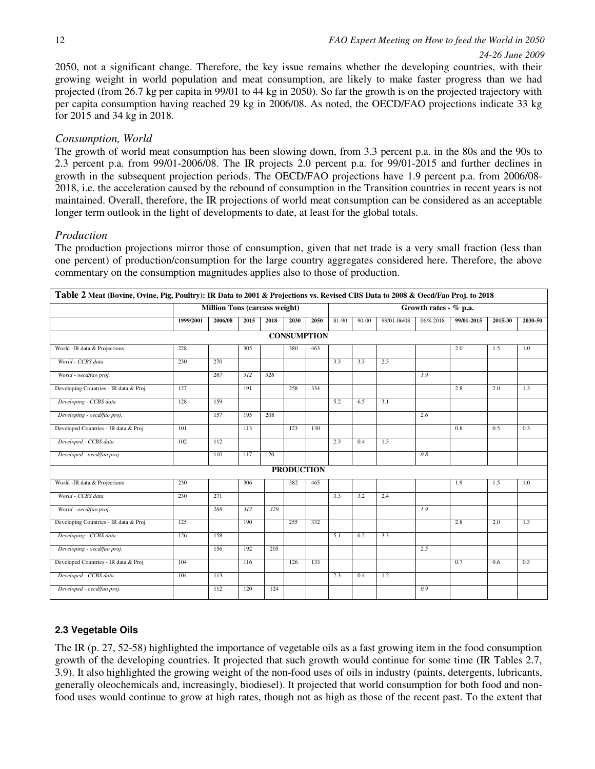2050, not a significant change. Therefore, the key issue remains whether the developing countries, with their growing weight in world population and meat consumption, are likely to make faster progress than we had projected (from 26.7 kg per capita in 99/01 to 44 kg in 2050). So far the growth is on the projected trajectory with per capita consumption having reached 29 kg in 2006/08. As noted, the OECD/FAO projections indicate 33 kg for 2015 and 34 kg in 2018.

### *Consumption, World*

The growth of world meat consumption has been slowing down, from 3.3 percent p.a. in the 80s and the 90s to 2.3 percent p.a. from 99/01-2006/08. The IR projects 2.0 percent p.a. for 99/01-2015 and further declines in growth in the subsequent projection periods. The OECD/FAO projections have 1.9 percent p.a. from 2006/08-2018, i.e. the acceleration caused by the rebound of consumption in the Transition countries in recent years is not maintained. Overall, therefore, the IR projections of world meat consumption can be considered as an acceptable longer term outlook in the light of developments to date, at least for the global totals.

### *Production*

The production projections mirror those of consumption, given that net trade is a very small fraction (less than one percent) of production/consumption for the large country aggregates considered here. Therefore, the above commentary on the consumption magnitudes applies also to those of production.

**Table 2** **Meat (Bovine, Ovine, Pig, Poultry): IR Data to 2001 & Projections vs. Revised CBS Data to 2008 & Oecd/Fao Proj. to 2018**

| | Million Tons (carcass weight) | | | | | | Growth rates - % p.a. | | | | | | |
|---|---|---|---|---|---|---|---|---|---|---|---|---|---|
| | 1999/2001 | 2006/08 | 2015 | 2018 | 2030 | 2050 | 81-90 | 90-00 | 99/01-06/08 | 06/8-2018 | 99/01-2015 | 2015-30 | 2030-50 |
| **CONSUMPTION** | | | | | | | | | | | | | |
| World -IR data & Projections | 228 | | 305 | | 380 | 463 | | | | | 2.0 | 1.5 | 1.0 |
| *World - CCBS data* | 230 | 270 | | | | | 3.3 | 3.3 | 2.3 | | | | |
| *World - oecd/fao proj.* | | *267* | *312* | *328* | | | | | | *1.9* | | | |
| Developing Countries - IR data & Proj. | 127 | | 191 | | 258 | 334 | | | | | 2.8 | 2.0 | 1.3 |
| *Developing - CCBS data* | 128 | 159 | | | | | 5.2 | 6.5 | 3.1 | | | | |
| *Developing - oecd/fao proj.* | | 157 | 195 | 208 | | | | | | *2.6* | | | |
| Developed Countries - IR data & Proj. | 101 | | 113 | | 123 | 130 | | | | | 0.8 | 0.5 | 0.3 |
| *Developed - CCBS data* | 102 | 112 | | | | | 2.3 | 0.4 | 1.3 | | | | |
| *Developed - oecd/fao proj.* | | 110 | 117 | 120 | | | | | | *0.8* | | | |
| **PRODUCTION** | | | | | | | | | | | | | |
| World -IR data & Projections | 230 | | 306 | | 382 | 465 | | | | | 1.9 | 1.5 | 1.0 |
| *World - CCBS data* | 230 | 271 | | | | | 3.3 | 3.2 | 2.4 | | | | |
| *World - oecd/fao proj.* | | *268* | *312* | *329* | | | | | | *1.9* | | | |
| Developing Countries - IR data & Proj. | 125 | | 190 | | 255 | 332 | | | | | 2.8 | 2.0 | 1.3 |
| *Developing - CCBS data* | 126 | 158 | | | | | 5.1 | 6.2 | 3.3 | | | | |
| *Developing - oecd/fao proj.* | | 156 | 192 | 205 | | | | | | *2.5* | | | |
| Developed Countries - IR data & Proj. | 104 | | 116 | | 126 | 133 | | | | | 0.7 | 0.6 | 0.3 |
| *Developed - CCBS data* | 104 | 113 | | | | | 2.3 | 0.4 | 1.2 | | | | |
| *Developed - oecd/fao proj.* | | 112 | 120 | 124 | | | | | | *0.9* | | | |

## 2.3 Vegetable Oils

The IR (p. 27, 52-58) highlighted the importance of vegetable oils as a fast growing item in the food consumption growth of the developing countries. It projected that such growth would continue for some time (IR Tables 2.7, 3.9). It also highlighted the growing weight of the non-food uses of oils in industry (paints, detergents, lubricants, generally oleochemicals and, increasingly, biodiesel). It projected that world consumption for both food and non-food uses would continue to grow at high rates, though not as high as those of the recent past. To the extent that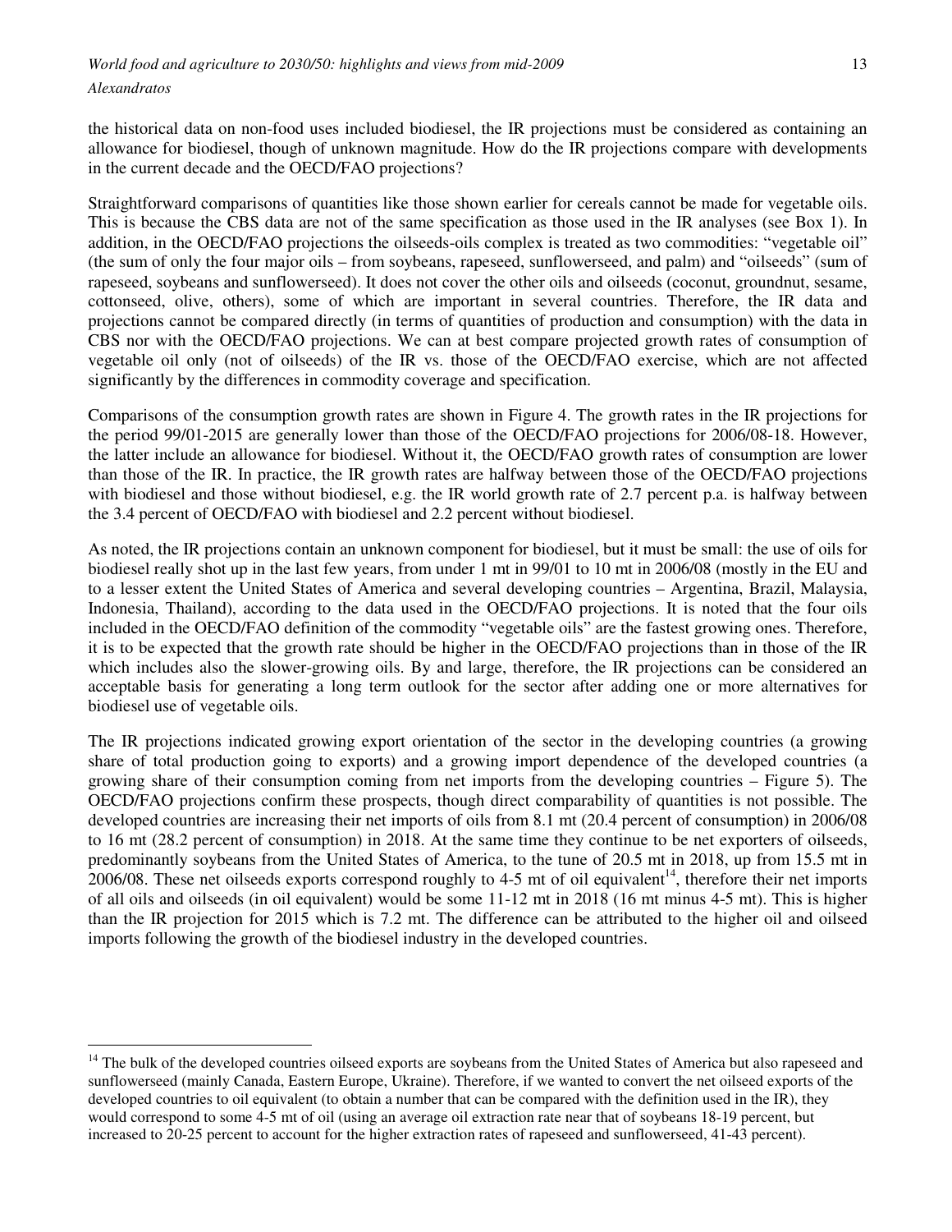the historical data on non-food uses included biodiesel, the IR projections must be considered as containing an allowance for biodiesel, though of unknown magnitude. How do the IR projections compare with developments in the current decade and the OECD/FAO projections?

Straightforward comparisons of quantities like those shown earlier for cereals cannot be made for vegetable oils. This is because the CBS data are not of the same specification as those used in the IR analyses (see Box 1). In addition, in the OECD/FAO projections the oilseeds-oils complex is treated as two commodities: "vegetable oil" (the sum of only the four major oils – from soybeans, rapeseed, sunflowerseed, and palm) and "oilseeds" (sum of rapeseed, soybeans and sunflowerseed). It does not cover the other oils and oilseeds (coconut, groundnut, sesame, cottonseed, olive, others), some of which are important in several countries. Therefore, the IR data and projections cannot be compared directly (in terms of quantities of production and consumption) with the data in CBS nor with the OECD/FAO projections. We can at best compare projected growth rates of consumption of vegetable oil only (not of oilseeds) of the IR vs. those of the OECD/FAO exercise, which are not affected significantly by the differences in commodity coverage and specification.

Comparisons of the consumption growth rates are shown in Figure 4. The growth rates in the IR projections for the period 99/01-2015 are generally lower than those of the OECD/FAO projections for 2006/08-18. However, the latter include an allowance for biodiesel. Without it, the OECD/FAO growth rates of consumption are lower than those of the IR. In practice, the IR growth rates are halfway between those of the OECD/FAO projections with biodiesel and those without biodiesel, e.g. the IR world growth rate of 2.7 percent p.a. is halfway between the 3.4 percent of OECD/FAO with biodiesel and 2.2 percent without biodiesel.

As noted, the IR projections contain an unknown component for biodiesel, but it must be small: the use of oils for biodiesel really shot up in the last few years, from under 1 mt in 99/01 to 10 mt in 2006/08 (mostly in the EU and to a lesser extent the United States of America and several developing countries – Argentina, Brazil, Malaysia, Indonesia, Thailand), according to the data used in the OECD/FAO projections. It is noted that the four oils included in the OECD/FAO definition of the commodity "vegetable oils" are the fastest growing ones. Therefore, it is to be expected that the growth rate should be higher in the OECD/FAO projections than in those of the IR which includes also the slower-growing oils. By and large, therefore, the IR projections can be considered an acceptable basis for generating a long term outlook for the sector after adding one or more alternatives for biodiesel use of vegetable oils.

The IR projections indicated growing export orientation of the sector in the developing countries (a growing share of total production going to exports) and a growing import dependence of the developed countries (a growing share of their consumption coming from net imports from the developing countries – Figure 5). The OECD/FAO projections confirm these prospects, though direct comparability of quantities is not possible. The developed countries are increasing their net imports of oils from 8.1 mt (20.4 percent of consumption) in 2006/08 to 16 mt (28.2 percent of consumption) in 2018. At the same time they continue to be net exporters of oilseeds, predominantly soybeans from the United States of America, to the tune of 20.5 mt in 2018, up from 15.5 mt in 2006/08. These net oilseeds exports correspond roughly to 4-5 mt of oil equivalent[14], therefore their net imports of all oils and oilseeds (in oil equivalent) would be some 11-12 mt in 2018 (16 mt minus 4-5 mt). This is higher than the IR projection for 2015 which is 7.2 mt. The difference can be attributed to the higher oil and oilseed imports following the growth of the biodiesel industry in the developed countries.

---

[14] The bulk of the developed countries oilseed exports are soybeans from the United States of America but also rapeseed and sunflowerseed (mainly Canada, Eastern Europe, Ukraine). Therefore, if we wanted to convert the net oilseed exports of the developed countries to oil equivalent (to obtain a number that can be compared with the definition used in the IR), they would correspond to some 4-5 mt of oil (using an average oil extraction rate near that of soybeans 18-19 percent, but increased to 20-25 percent to account for the higher extraction rates of rapeseed and sunflowerseed, 41-43 percent).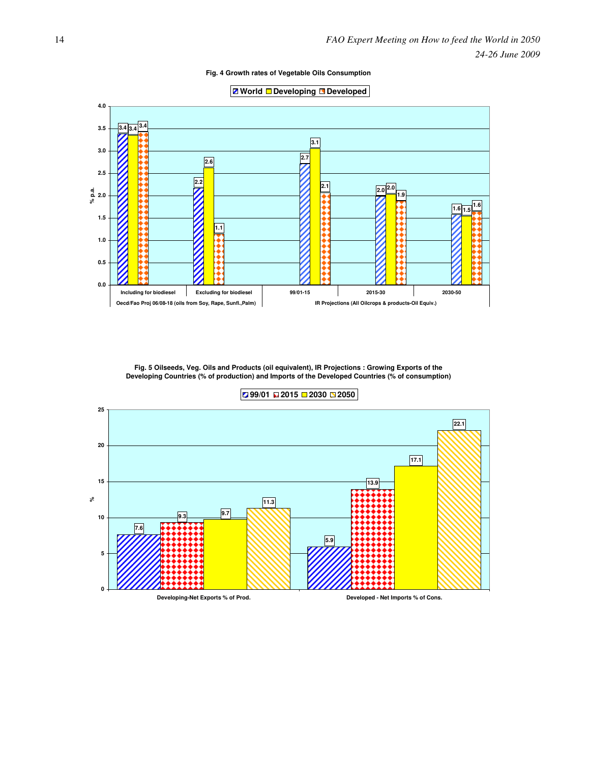**Fig. 4 Growth rates of Vegetable Oils Consumption**

| | | World | Developing | Developed |
|---|---|---|---|---|
| Oecd/Fao Proj 06/08-18 (oils from Soy, Rape, Sunfl.,Palm) | Including for biodiesel | 3.4 | 3.4 | 3.4 |
| | Excluding for biodiesel | 2.2 | 2.6 | 1.1 |
| IR Projections (All Oilcrops & products-Oil Equiv.) | 99/01-15 | 2.7 | 3.1 | 2.1 |
| | 2015-30 | 2.0 | 2.0 | 1.9 |
| | 2030-50 | 1.6 | 1.5 | 1.6 |

(% p.a.)

**Fig. 5 Oilseeds, Veg. Oils and Products (oil equivalent), IR Projections : Growing Exports of the Developing Countries (% of production) and Imports of the Developed Countries (% of consumption)**

| % | 99/01 | 2015 | 2030 | 2050 |
|---|---|---|---|---|
| Developing-Net Exports % of Prod. | 7.6 | 9.3 | 9.7 | 11.3 |
| Developed - Net Imports % of Cons. | 5.9 | 13.9 | 17.1 | 22.1 |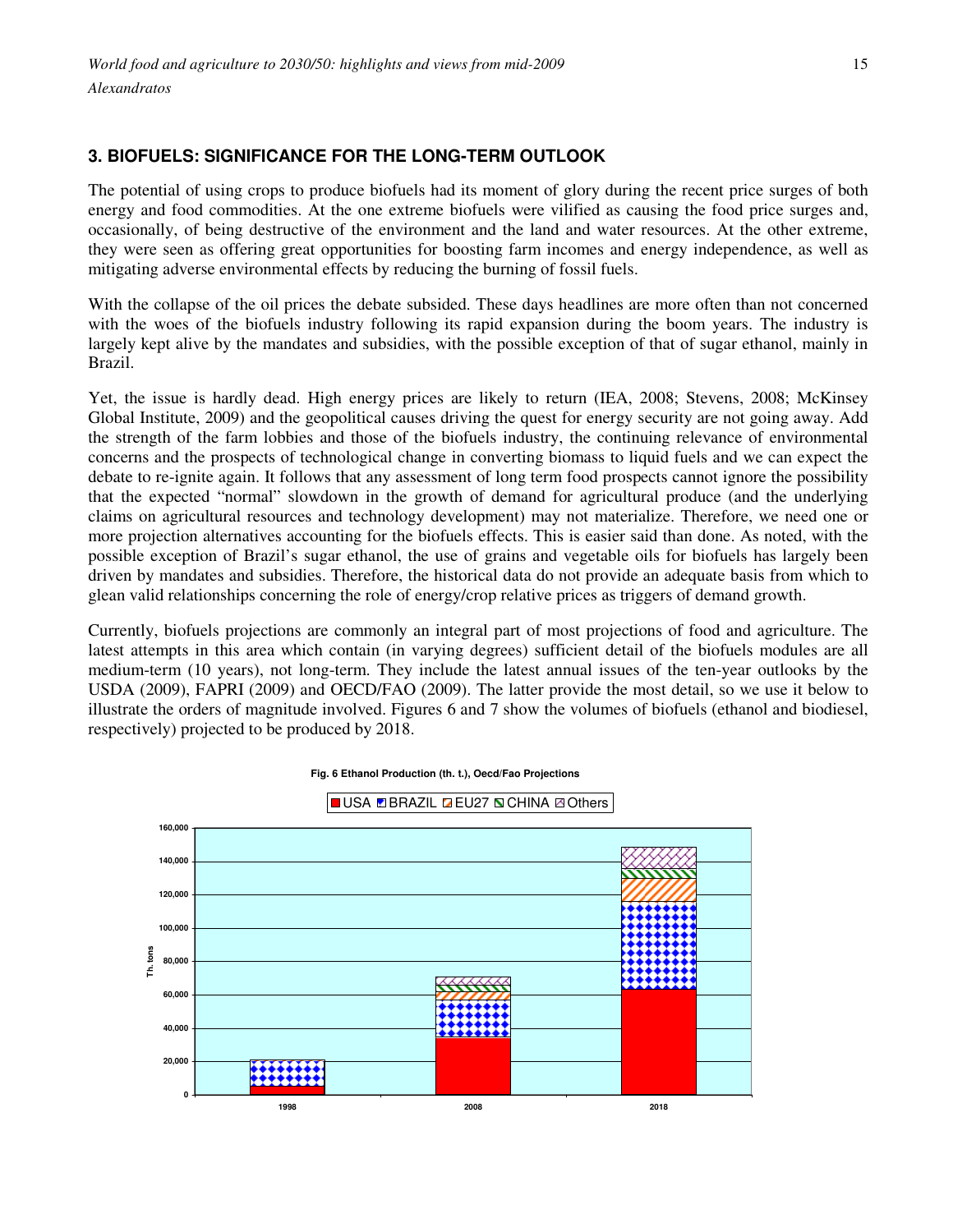## 3. BIOFUELS: SIGNIFICANCE FOR THE LONG-TERM OUTLOOK

The potential of using crops to produce biofuels had its moment of glory during the recent price surges of both energy and food commodities. At the one extreme biofuels were vilified as causing the food price surges and, occasionally, of being destructive of the environment and the land and water resources. At the other extreme, they were seen as offering great opportunities for boosting farm incomes and energy independence, as well as mitigating adverse environmental effects by reducing the burning of fossil fuels.

With the collapse of the oil prices the debate subsided. These days headlines are more often than not concerned with the woes of the biofuels industry following its rapid expansion during the boom years. The industry is largely kept alive by the mandates and subsidies, with the possible exception of that of sugar ethanol, mainly in Brazil.

Yet, the issue is hardly dead. High energy prices are likely to return (IEA, 2008; Stevens, 2008; McKinsey Global Institute, 2009) and the geopolitical causes driving the quest for energy security are not going away. Add the strength of the farm lobbies and those of the biofuels industry, the continuing relevance of environmental concerns and the prospects of technological change in converting biomass to liquid fuels and we can expect the debate to re-ignite again. It follows that any assessment of long term food prospects cannot ignore the possibility that the expected "normal" slowdown in the growth of demand for agricultural produce (and the underlying claims on agricultural resources and technology development) may not materialize. Therefore, we need one or more projection alternatives accounting for the biofuels effects. This is easier said than done. As noted, with the possible exception of Brazil's sugar ethanol, the use of grains and vegetable oils for biofuels has largely been driven by mandates and subsidies. Therefore, the historical data do not provide an adequate basis from which to glean valid relationships concerning the role of energy/crop relative prices as triggers of demand growth.

Currently, biofuels projections are commonly an integral part of most projections of food and agriculture. The latest attempts in this area which contain (in varying degrees) sufficient detail of the biofuels modules are all medium-term (10 years), not long-term. They include the latest annual issues of the ten-year outlooks by the USDA (2009), FAPRI (2009) and OECD/FAO (2009). The latter provide the most detail, so we use it below to illustrate the orders of magnitude involved. Figures 6 and 7 show the volumes of biofuels (ethanol and biodiesel, respectively) projected to be produced by 2018.

**Fig. 6 Ethanol Production (th. t.), Oecd/Fao Projections**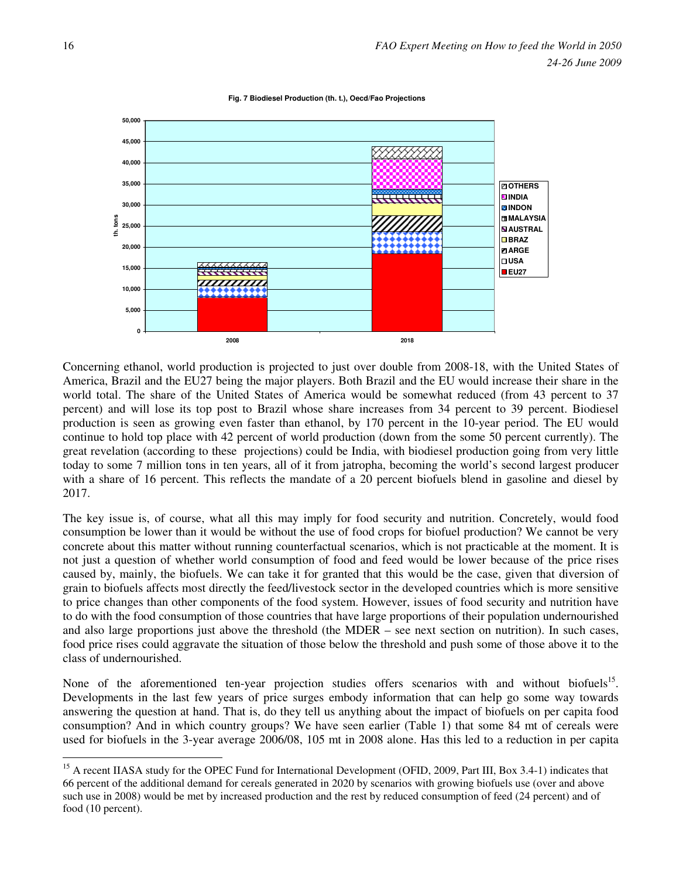**Fig. 7 Biodiesel Production (th. t.), Oecd/Fao Projections**

Concerning ethanol, world production is projected to just over double from 2008-18, with the United States of America, Brazil and the EU27 being the major players. Both Brazil and the EU would increase their share in the world total. The share of the United States of America would be somewhat reduced (from 43 percent to 37 percent) and will lose its top post to Brazil whose share increases from 34 percent to 39 percent. Biodiesel production is seen as growing even faster than ethanol, by 170 percent in the 10-year period. The EU would continue to hold top place with 42 percent of world production (down from the some 50 percent currently). The great revelation (according to these projections) could be India, with biodiesel production going from very little today to some 7 million tons in ten years, all of it from jatropha, becoming the world's second largest producer with a share of 16 percent. This reflects the mandate of a 20 percent biofuels blend in gasoline and diesel by 2017.

The key issue is, of course, what all this may imply for food security and nutrition. Concretely, would food consumption be lower than it would be without the use of food crops for biofuel production? We cannot be very concrete about this matter without running counterfactual scenarios, which is not practicable at the moment. It is not just a question of whether world consumption of food and feed would be lower because of the price rises caused by, mainly, the biofuels. We can take it for granted that this would be the case, given that diversion of grain to biofuels affects most directly the feed/livestock sector in the developed countries which is more sensitive to price changes than other components of the food system. However, issues of food security and nutrition have to do with the food consumption of those countries that have large proportions of their population undernourished and also large proportions just above the threshold (the MDER – see next section on nutrition). In such cases, food price rises could aggravate the situation of those below the threshold and push some of those above it to the class of undernourished.

None of the aforementioned ten-year projection studies offers scenarios with and without biofuels[15]. Developments in the last few years of price surges embody information that can help go some way towards answering the question at hand. That is, do they tell us anything about the impact of biofuels on per capita food consumption? And in which country groups? We have seen earlier (Table 1) that some 84 mt of cereals were used for biofuels in the 3-year average 2006/08, 105 mt in 2008 alone. Has this led to a reduction in per capita

[15] A recent IIASA study for the OPEC Fund for International Development (OFID, 2009, Part III, Box 3.4-1) indicates that 66 percent of the additional demand for cereals generated in 2020 by scenarios with growing biofuels use (over and above such use in 2008) would be met by increased production and the rest by reduced consumption of feed (24 percent) and of food (10 percent).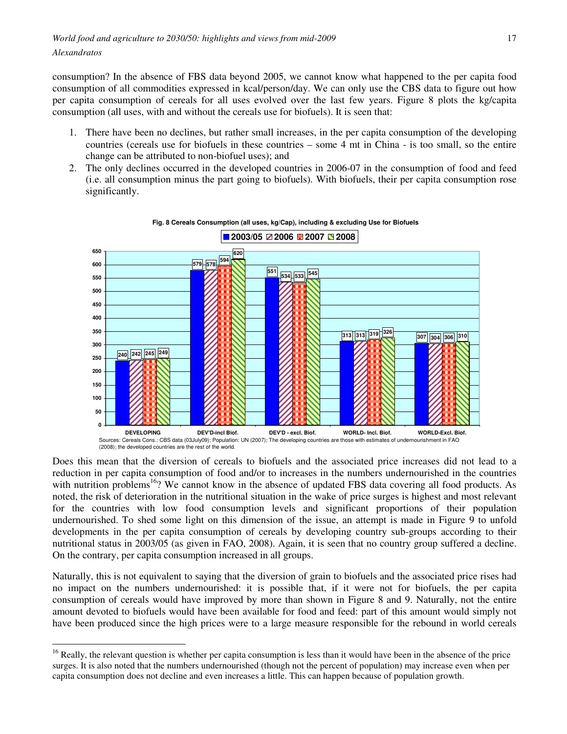consumption? In the absence of FBS data beyond 2005, we cannot know what happened to the per capita food consumption of all commodities expressed in kcal/person/day. We can only use the CBS data to figure out how per capita consumption of cereals for all uses evolved over the last few years. Figure 8 plots the kg/capita consumption (all uses, with and without the cereals use for biofuels). It is seen that:

1. There have been no declines, but rather small increases, in the per capita consumption of the developing countries (cereals use for biofuels in these countries – some 4 mt in China - is too small, so the entire change can be attributed to non-biofuel uses); and
2. The only declines occurred in the developed countries in 2006-07 in the consumption of food and feed (i.e. all consumption minus the part going to biofuels). With biofuels, their per capita consumption rose significantly.

**Fig. 8 Cereals Consumption (all uses, kg/Cap), including & excluding Use for Biofuels**

| | 2003/05 | 2006 | 2007 | 2008 |
|---|---|---|---|---|
| DEVELOPING | 240 | 242 | 245 | 249 |
| DEV'D-incl Biof. | 579 | 578 | 594 | 620 |
| DEV'D - excl. Biof. | 551 | 534 | 533 | 545 |
| WORLD- Incl. Biof. | 313 | 313 | 319 | 326 |
| WORLD-Excl. Biof. | 307 | 304 | 306 | 310 |

Sources: Cereals Cons.: CBS data (03July09); Population: UN (2007); The developing countries are those with estimates of undernourishment in FAO (2008); the developed countries are the rest of the world.

Does this mean that the diversion of cereals to biofuels and the associated price increases did not lead to a reduction in per capita consumption of food and/or to increases in the numbers undernourished in the countries with nutrition problems[16]? We cannot know in the absence of updated FBS data covering all food products. As noted, the risk of deterioration in the nutritional situation in the wake of price surges is highest and most relevant for the countries with low food consumption levels and significant proportions of their population undernourished. To shed some light on this dimension of the issue, an attempt is made in Figure 9 to unfold developments in the per capita consumption of cereals by developing country sub-groups according to their nutritional status in 2003/05 (as given in FAO, 2008). Again, it is seen that no country group suffered a decline. On the contrary, per capita consumption increased in all groups.

Naturally, this is not equivalent to saying that the diversion of grain to biofuels and the associated price rises had no impact on the numbers undernourished: it is possible that, if it were not for biofuels, the per capita consumption of cereals would have improved by more than shown in Figure 8 and 9. Naturally, not the entire amount devoted to biofuels would have been available for food and feed: part of this amount would simply not have been produced since the high prices were to a large measure responsible for the rebound in world cereals

[16] Really, the relevant question is whether per capita consumption is less than it would have been in the absence of the price surges. It is also noted that the numbers undernourished (though not the percent of population) may increase even when per capita consumption does not decline and even increases a little. This can happen because of population growth.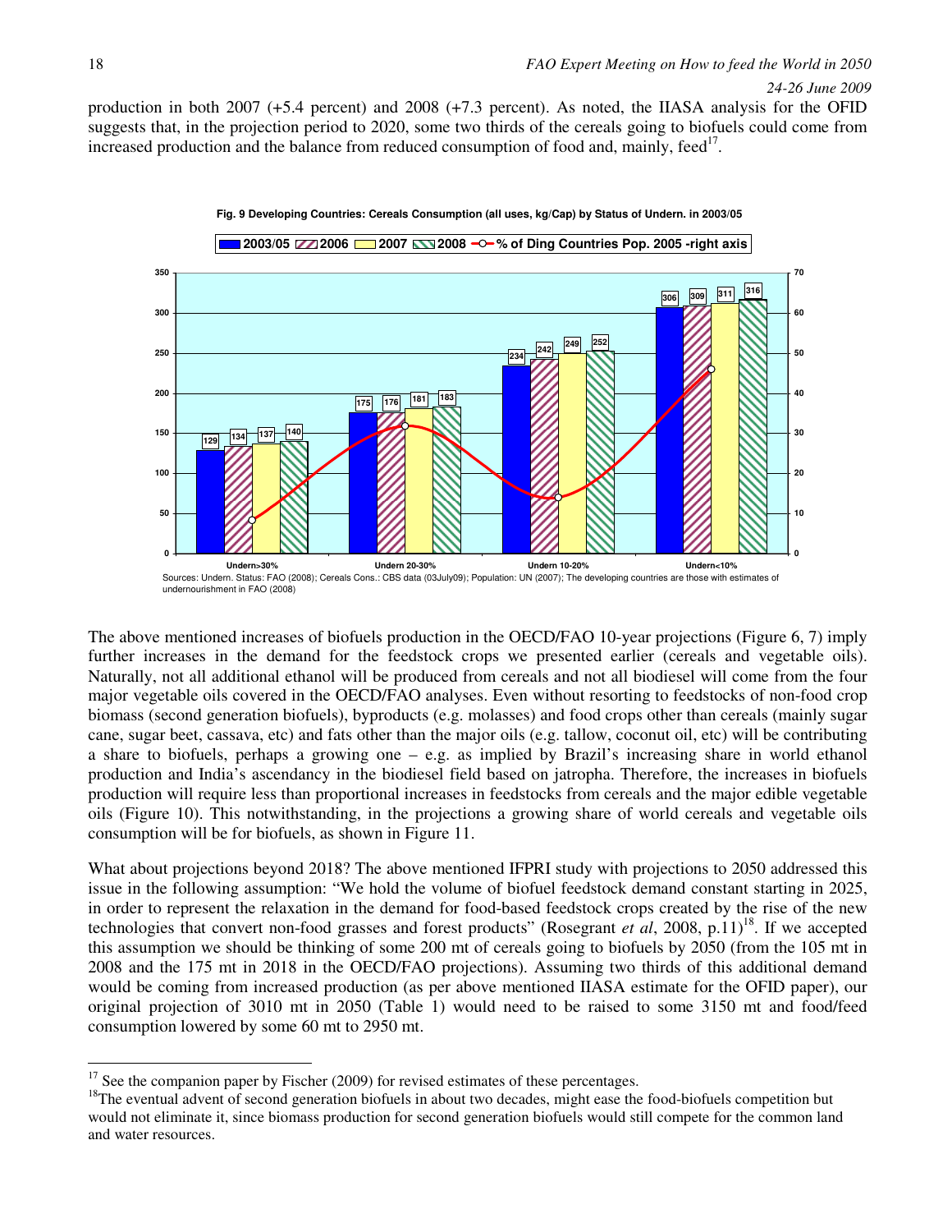production in both 2007 (+5.4 percent) and 2008 (+7.3 percent). As noted, the IIASA analysis for the OFID suggests that, in the projection period to 2020, some two thirds of the cereals going to biofuels could come from increased production and the balance from reduced consumption of food and, mainly, feed[17].

**Fig. 9 Developing Countries: Cereals Consumption (all uses, kg/Cap) by Status of Undern. in 2003/05**

| | 2003/05 | 2006 | 2007 | 2008 |
|---|---|---|---|---|
| Undern>30% | 129 | 134 | 137 | 140 |
| Undern 20-30% | 175 | 176 | 181 | 183 |
| Undern 10-20% | 234 | 242 | 249 | 252 |
| Undern<10% | 306 | 309 | 311 | 316 |

Legend: 2003/05; 2006; 2007; 2008; % of Ding Countries Pop. 2005 -right axis

Sources: Undern. Status: FAO (2008); Cereals Cons.: CBS data (03July09); Population: UN (2007); The developing countries are those with estimates of undernourishment in FAO (2008)

The above mentioned increases of biofuels production in the OECD/FAO 10-year projections (Figure 6, 7) imply further increases in the demand for the feedstock crops we presented earlier (cereals and vegetable oils). Naturally, not all additional ethanol will be produced from cereals and not all biodiesel will come from the four major vegetable oils covered in the OECD/FAO analyses. Even without resorting to feedstocks of non-food crop biomass (second generation biofuels), byproducts (e.g. molasses) and food crops other than cereals (mainly sugar cane, sugar beet, cassava, etc) and fats other than the major oils (e.g. tallow, coconut oil, etc) will be contributing a share to biofuels, perhaps a growing one – e.g. as implied by Brazil's increasing share in world ethanol production and India's ascendancy in the biodiesel field based on jatropha. Therefore, the increases in biofuels production will require less than proportional increases in feedstocks from cereals and the major edible vegetable oils (Figure 10). This notwithstanding, in the projections a growing share of world cereals and vegetable oils consumption will be for biofuels, as shown in Figure 11.

What about projections beyond 2018? The above mentioned IFPRI study with projections to 2050 addressed this issue in the following assumption: "We hold the volume of biofuel feedstock demand constant starting in 2025, in order to represent the relaxation in the demand for food-based feedstock crops created by the rise of the new technologies that convert non-food grasses and forest products" (Rosegrant *et al*, 2008, p.11)[18]. If we accepted this assumption we should be thinking of some 200 mt of cereals going to biofuels by 2050 (from the 105 mt in 2008 and the 175 mt in 2018 in the OECD/FAO projections). Assuming two thirds of this additional demand would be coming from increased production (as per above mentioned IIASA estimate for the OFID paper), our original projection of 3010 mt in 2050 (Table 1) would need to be raised to some 3150 mt and food/feed consumption lowered by some 60 mt to 2950 mt.

---

[17] See the companion paper by Fischer (2009) for revised estimates of these percentages.

[18] The eventual advent of second generation biofuels in about two decades, might ease the food-biofuels competition but would not eliminate it, since biomass production for second generation biofuels would still compete for the common land and water resources.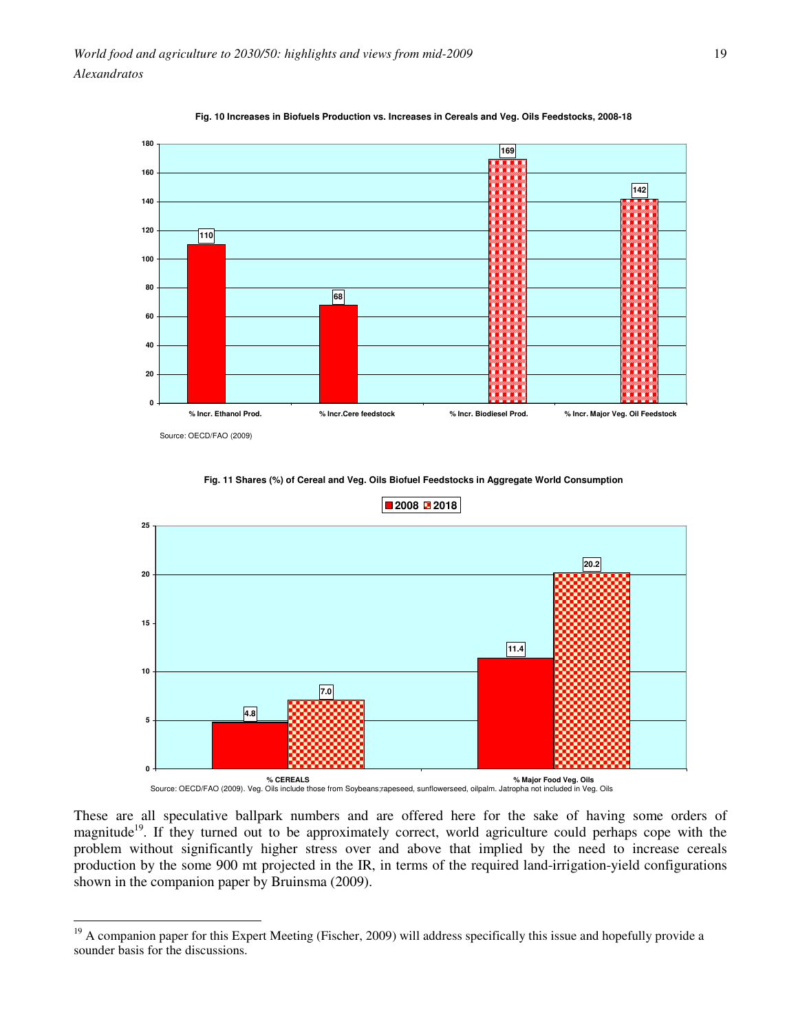**Fig. 10 Increases in Biofuels Production vs. Increases in Cereals and Veg. Oils Feedstocks, 2008-18**

| | % Incr. Ethanol Prod. | % Incr.Cere feedstock | % Incr. Biodiesel Prod. | % Incr. Major Veg. Oil Feedstock |
|---|---|---|---|---|
| % increase | 110 | 68 | 169 | 142 |

Source: OECD/FAO (2009)

**Fig. 11 Shares (%) of Cereal and Veg. Oils Biofuel Feedstocks in Aggregate World Consumption**

| | 2008 | 2018 |
|---|---|---|
| % CEREALS | 4.8 | 7.0 |
| % Major Food Veg. Oils | 11.4 | 20.2 |

Source: OECD/FAO (2009). Veg. Oils include those from Soybeans;rapeseed, sunflowerseed, oilpalm. Jatropha not included in Veg. Oils

These are all speculative ballpark numbers and are offered here for the sake of having some orders of magnitude[19]. If they turned out to be approximately correct, world agriculture could perhaps cope with the problem without significantly higher stress over and above that implied by the need to increase cereals production by the some 900 mt projected in the IR, in terms of the required land-irrigation-yield configurations shown in the companion paper by Bruinsma (2009).

[19] A companion paper for this Expert Meeting (Fischer, 2009) will address specifically this issue and hopefully provide a sounder basis for the discussions.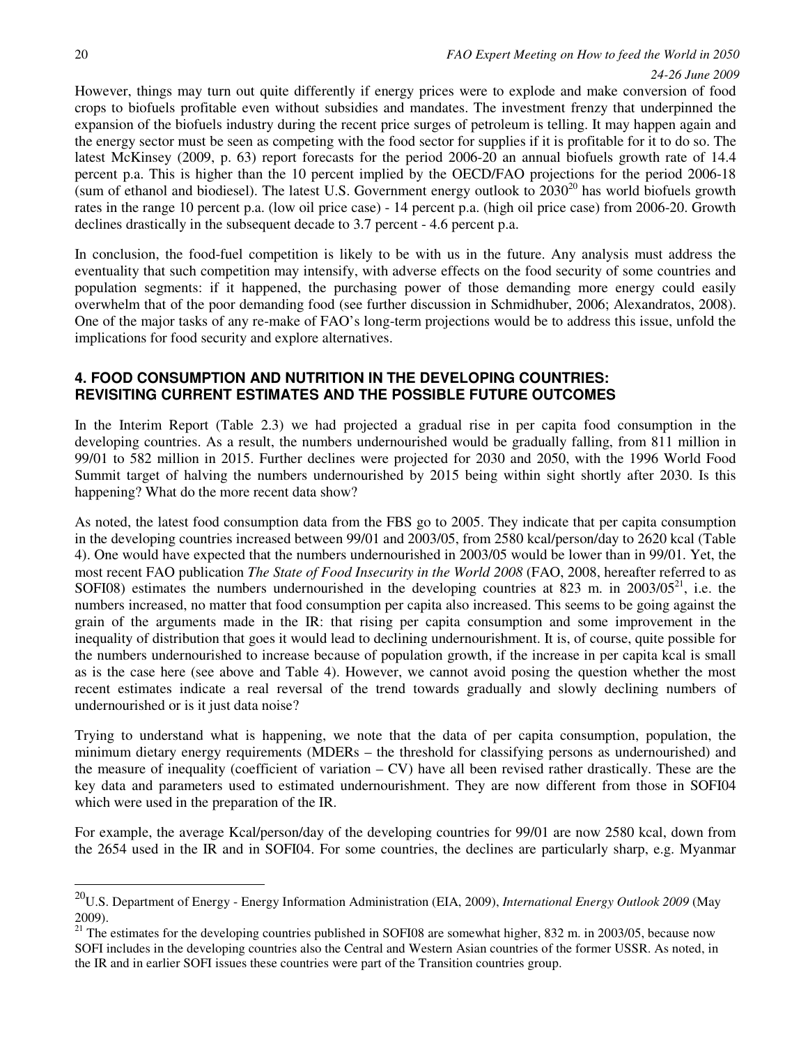However, things may turn out quite differently if energy prices were to explode and make conversion of food crops to biofuels profitable even without subsidies and mandates. The investment frenzy that underpinned the expansion of the biofuels industry during the recent price surges of petroleum is telling. It may happen again and the energy sector must be seen as competing with the food sector for supplies if it is profitable for it to do so. The latest McKinsey (2009, p. 63) report forecasts for the period 2006-20 an annual biofuels growth rate of 14.4 percent p.a. This is higher than the 10 percent implied by the OECD/FAO projections for the period 2006-18 (sum of ethanol and biodiesel). The latest U.S. Government energy outlook to 2030[20] has world biofuels growth rates in the range 10 percent p.a. (low oil price case) - 14 percent p.a. (high oil price case) from 2006-20. Growth declines drastically in the subsequent decade to 3.7 percent - 4.6 percent p.a.

In conclusion, the food-fuel competition is likely to be with us in the future. Any analysis must address the eventuality that such competition may intensify, with adverse effects on the food security of some countries and population segments: if it happened, the purchasing power of those demanding more energy could easily overwhelm that of the poor demanding food (see further discussion in Schmidhuber, 2006; Alexandratos, 2008). One of the major tasks of any re-make of FAO's long-term projections would be to address this issue, unfold the implications for food security and explore alternatives.

## 4. FOOD CONSUMPTION AND NUTRITION IN THE DEVELOPING COUNTRIES: REVISITING CURRENT ESTIMATES AND THE POSSIBLE FUTURE OUTCOMES

In the Interim Report (Table 2.3) we had projected a gradual rise in per capita food consumption in the developing countries. As a result, the numbers undernourished would be gradually falling, from 811 million in 99/01 to 582 million in 2015. Further declines were projected for 2030 and 2050, with the 1996 World Food Summit target of halving the numbers undernourished by 2015 being within sight shortly after 2030. Is this happening? What do the more recent data show?

As noted, the latest food consumption data from the FBS go to 2005. They indicate that per capita consumption in the developing countries increased between 99/01 and 2003/05, from 2580 kcal/person/day to 2620 kcal (Table 4). One would have expected that the numbers undernourished in 2003/05 would be lower than in 99/01. Yet, the most recent FAO publication *The State of Food Insecurity in the World 2008* (FAO, 2008, hereafter referred to as SOFI08) estimates the numbers undernourished in the developing countries at 823 m. in 2003/05[21], i.e. the numbers increased, no matter that food consumption per capita also increased. This seems to be going against the grain of the arguments made in the IR: that rising per capita consumption and some improvement in the inequality of distribution that goes it would lead to declining undernourishment. It is, of course, quite possible for the numbers undernourished to increase because of population growth, if the increase in per capita kcal is small as is the case here (see above and Table 4). However, we cannot avoid posing the question whether the most recent estimates indicate a real reversal of the trend towards gradually and slowly declining numbers of undernourished or is it just data noise?

Trying to understand what is happening, we note that the data of per capita consumption, population, the minimum dietary energy requirements (MDERs – the threshold for classifying persons as undernourished) and the measure of inequality (coefficient of variation – CV) have all been revised rather drastically. These are the key data and parameters used to estimated undernourishment. They are now different from those in SOFI04 which were used in the preparation of the IR.

For example, the average Kcal/person/day of the developing countries for 99/01 are now 2580 kcal, down from the 2654 used in the IR and in SOFI04. For some countries, the declines are particularly sharp, e.g. Myanmar

---

[20] U.S. Department of Energy - Energy Information Administration (EIA, 2009), *International Energy Outlook 2009* (May 2009).

[21] The estimates for the developing countries published in SOFI08 are somewhat higher, 832 m. in 2003/05, because now SOFI includes in the developing countries also the Central and Western Asian countries of the former USSR. As noted, in the IR and in earlier SOFI issues these countries were part of the Transition countries group.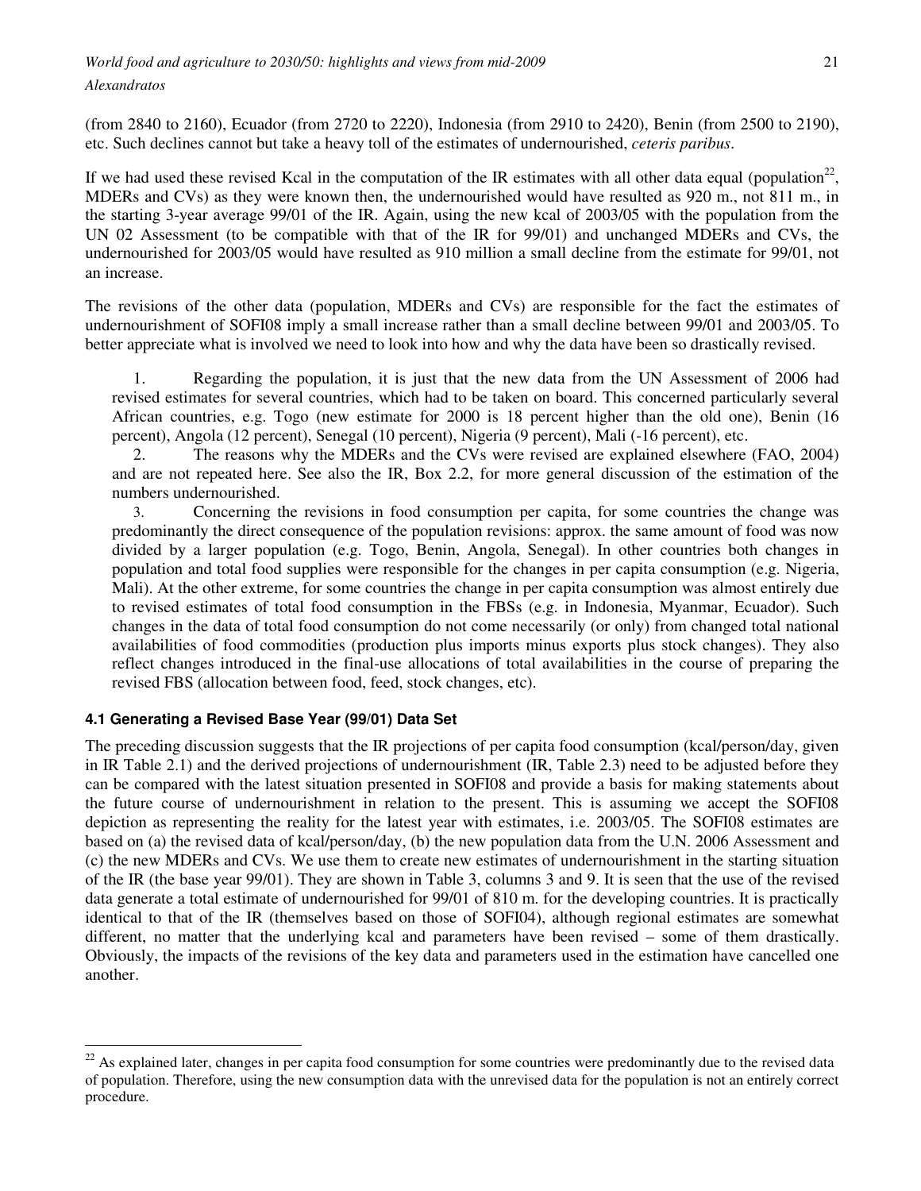(from 2840 to 2160), Ecuador (from 2720 to 2220), Indonesia (from 2910 to 2420), Benin (from 2500 to 2190), etc. Such declines cannot but take a heavy toll of the estimates of undernourished, *ceteris paribus*.

If we had used these revised Kcal in the computation of the IR estimates with all other data equal (population[22], MDERs and CVs) as they were known then, the undernourished would have resulted as 920 m., not 811 m., in the starting 3-year average 99/01 of the IR. Again, using the new kcal of 2003/05 with the population from the UN 02 Assessment (to be compatible with that of the IR for 99/01) and unchanged MDERs and CVs, the undernourished for 2003/05 would have resulted as 910 million a small decline from the estimate for 99/01, not an increase.

The revisions of the other data (population, MDERs and CVs) are responsible for the fact the estimates of undernourishment of SOFI08 imply a small increase rather than a small decline between 99/01 and 2003/05. To better appreciate what is involved we need to look into how and why the data have been so drastically revised.

1. Regarding the population, it is just that the new data from the UN Assessment of 2006 had revised estimates for several countries, which had to be taken on board. This concerned particularly several African countries, e.g. Togo (new estimate for 2000 is 18 percent higher than the old one), Benin (16 percent), Angola (12 percent), Senegal (10 percent), Nigeria (9 percent), Mali (-16 percent), etc.
2. The reasons why the MDERs and the CVs were revised are explained elsewhere (FAO, 2004) and are not repeated here. See also the IR, Box 2.2, for more general discussion of the estimation of the numbers undernourished.
3. Concerning the revisions in food consumption per capita, for some countries the change was predominantly the direct consequence of the population revisions: approx. the same amount of food was now divided by a larger population (e.g. Togo, Benin, Angola, Senegal). In other countries both changes in population and total food supplies were responsible for the changes in per capita consumption (e.g. Nigeria, Mali). At the other extreme, for some countries the change in per capita consumption was almost entirely due to revised estimates of total food consumption in the FBSs (e.g. in Indonesia, Myanmar, Ecuador). Such changes in the data of total food consumption do not come necessarily (or only) from changed total national availabilities of food commodities (production plus imports minus exports plus stock changes). They also reflect changes introduced in the final-use allocations of total availabilities in the course of preparing the revised FBS (allocation between food, feed, stock changes, etc).

### 4.1 Generating a Revised Base Year (99/01) Data Set

The preceding discussion suggests that the IR projections of per capita food consumption (kcal/person/day, given in IR Table 2.1) and the derived projections of undernourishment (IR, Table 2.3) need to be adjusted before they can be compared with the latest situation presented in SOFI08 and provide a basis for making statements about the future course of undernourishment in relation to the present. This is assuming we accept the SOFI08 depiction as representing the reality for the latest year with estimates, i.e. 2003/05. The SOFI08 estimates are based on (a) the revised data of kcal/person/day, (b) the new population data from the U.N. 2006 Assessment and (c) the new MDERs and CVs. We use them to create new estimates of undernourishment in the starting situation of the IR (the base year 99/01). They are shown in Table 3, columns 3 and 9. It is seen that the use of the revised data generate a total estimate of undernourished for 99/01 of 810 m. for the developing countries. It is practically identical to that of the IR (themselves based on those of SOFI04), although regional estimates are somewhat different, no matter that the underlying kcal and parameters have been revised – some of them drastically. Obviously, the impacts of the revisions of the key data and parameters used in the estimation have cancelled one another.

---

[22] As explained later, changes in per capita food consumption for some countries were predominantly due to the revised data of population. Therefore, using the new consumption data with the unrevised data for the population is not an entirely correct procedure.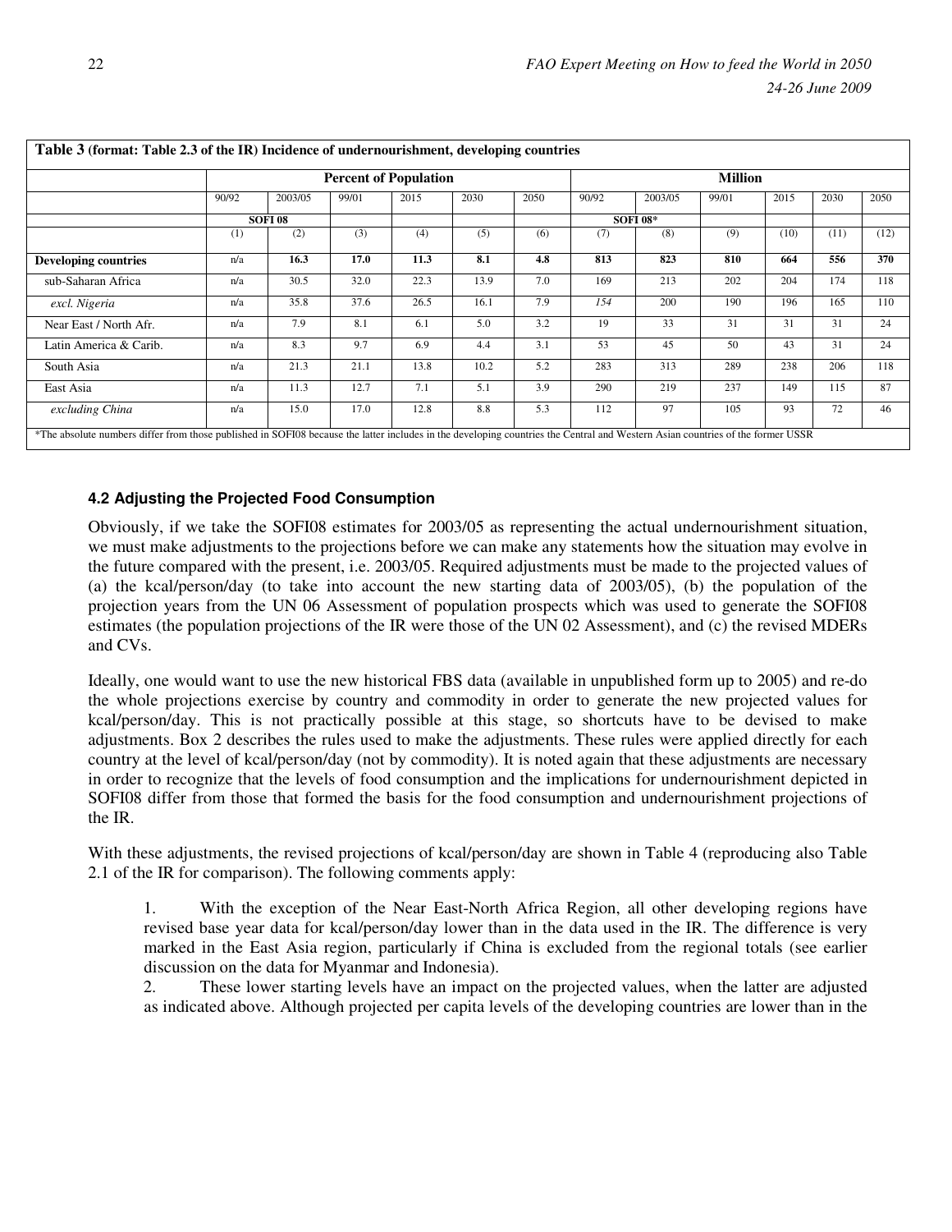**Table 3** (format: Table 2.3 of the IR) Incidence of undernourishment, developing countries

| | Percent of Population | | | | | | Million | | | | | |
|---|---|---|---|---|---|---|---|---|---|---|---|---|
| | 90/92 | 2003/05 | 99/01 | 2015 | 2030 | 2050 | 90/92 | 2003/05 | 99/01 | 2015 | 2030 | 2050 |
| | SOFI 08 | | | | | | SOFI 08* | | | | | |
| | (1) | (2) | (3) | (4) | (5) | (6) | (7) | (8) | (9) | (10) | (11) | (12) |
| **Developing countries** | n/a | **16.3** | **17.0** | **11.3** | **8.1** | **4.8** | **813** | **823** | **810** | **664** | **556** | **370** |
| sub-Saharan Africa | n/a | 30.5 | 32.0 | 22.3 | 13.9 | 7.0 | 169 | 213 | 202 | 204 | 174 | 118 |
| *excl. Nigeria* | n/a | 35.8 | 37.6 | 26.5 | 16.1 | 7.9 | *154* | 200 | 190 | 196 | 165 | 110 |
| Near East / North Afr. | n/a | 7.9 | 8.1 | 6.1 | 5.0 | 3.2 | 19 | 33 | 31 | 31 | 31 | 24 |
| Latin America & Carib. | n/a | 8.3 | 9.7 | 6.9 | 4.4 | 3.1 | 53 | 45 | 50 | 43 | 31 | 24 |
| South Asia | n/a | 21.3 | 21.1 | 13.8 | 10.2 | 5.2 | 283 | 313 | 289 | 238 | 206 | 118 |
| East Asia | n/a | 11.3 | 12.7 | 7.1 | 5.1 | 3.9 | 290 | 219 | 237 | 149 | 115 | 87 |
| *excluding China* | n/a | 15.0 | 17.0 | 12.8 | 8.8 | 5.3 | 112 | 97 | 105 | 93 | 72 | 46 |

*The absolute numbers differ from those published in SOFI08 because the latter includes in the developing countries the Central and Western Asian countries of the former USSR

### 4.2 Adjusting the Projected Food Consumption

Obviously, if we take the SOFI08 estimates for 2003/05 as representing the actual undernourishment situation, we must make adjustments to the projections before we can make any statements how the situation may evolve in the future compared with the present, i.e. 2003/05. Required adjustments must be made to the projected values of (a) the kcal/person/day (to take into account the new starting data of 2003/05), (b) the population of the projection years from the UN 06 Assessment of population prospects which was used to generate the SOFI08 estimates (the population projections of the IR were those of the UN 02 Assessment), and (c) the revised MDERs and CVs.

Ideally, one would want to use the new historical FBS data (available in unpublished form up to 2005) and re-do the whole projections exercise by country and commodity in order to generate the new projected values for kcal/person/day. This is not practically possible at this stage, so shortcuts have to be devised to make adjustments. Box 2 describes the rules used to make the adjustments. These rules were applied directly for each country at the level of kcal/person/day (not by commodity). It is noted again that these adjustments are necessary in order to recognize that the levels of food consumption and the implications for undernourishment depicted in SOFI08 differ from those that formed the basis for the food consumption and undernourishment projections of the IR.

With these adjustments, the revised projections of kcal/person/day are shown in Table 4 (reproducing also Table 2.1 of the IR for comparison). The following comments apply:

1. With the exception of the Near East-North Africa Region, all other developing regions have revised base year data for kcal/person/day lower than in the data used in the IR. The difference is very marked in the East Asia region, particularly if China is excluded from the regional totals (see earlier discussion on the data for Myanmar and Indonesia).
2. These lower starting levels have an impact on the projected values, when the latter are adjusted as indicated above. Although projected per capita levels of the developing countries are lower than in the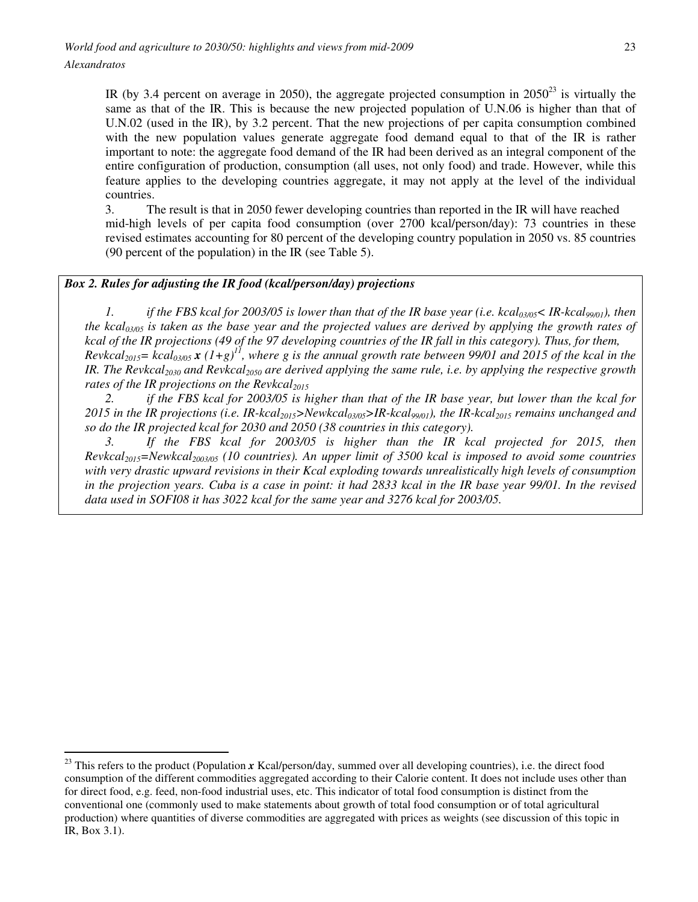IR (by 3.4 percent on average in 2050), the aggregate projected consumption in 2050[23] is virtually the same as that of the IR. This is because the new projected population of U.N.06 is higher than that of U.N.02 (used in the IR), by 3.2 percent. That the new projections of per capita consumption combined with the new population values generate aggregate food demand equal to that of the IR is rather important to note: the aggregate food demand of the IR had been derived as an integral component of the entire configuration of production, consumption (all uses, not only food) and trade. However, while this feature applies to the developing countries aggregate, it may not apply at the level of the individual countries.

3. The result is that in 2050 fewer developing countries than reported in the IR will have reached mid-high levels of per capita food consumption (over 2700 kcal/person/day): 73 countries in these revised estimates accounting for 80 percent of the developing country population in 2050 vs. 85 countries (90 percent of the population) in the IR (see Table 5).

***Box 2. Rules for adjusting the IR food (kcal/person/day) projections***

*1. if the FBS kcal for 2003/05 is lower than that of the IR base year (i.e. $kcal_{03/05} < IR\text{-}kcal_{99/01}$), then the $kcal_{03/05}$ is taken as the base year and the projected values are derived by applying the growth rates of kcal of the IR projections (49 of the 97 developing countries of the IR fall in this category). Thus, for them, $Revkcal_{2015} = kcal_{03/05} \times (1+g)^{11}$, where g is the annual growth rate between 99/01 and 2015 of the kcal in the IR. The $Revkcal_{2030}$ and $Revkcal_{2050}$ are derived applying the same rule, i.e. by applying the respective growth rates of the IR projections on the $Revkcal_{2015}$*

*2. if the FBS kcal for 2003/05 is higher than that of the IR base year, but lower than the kcal for 2015 in the IR projections (i.e. $IR\text{-}kcal_{2015} > Newkcal_{03/05} > IR\text{-}kcal_{99/01}$), the $IR\text{-}kcal_{2015}$ remains unchanged and so do the IR projected kcal for 2030 and 2050 (38 countries in this category).*

*3. If the FBS kcal for 2003/05 is higher than the IR kcal projected for 2015, then $Revkcal_{2015} = Newkcal_{2003/05}$ (10 countries). An upper limit of 3500 kcal is imposed to avoid some countries with very drastic upward revisions in their Kcal exploding towards unrealistically high levels of consumption in the projection years. Cuba is a case in point: it had 2833 kcal in the IR base year 99/01. In the revised data used in SOFI08 it has 3022 kcal for the same year and 3276 kcal for 2003/05.*

---

[23] This refers to the product (Population ***x*** Kcal/person/day, summed over all developing countries), i.e. the direct food consumption of the different commodities aggregated according to their Calorie content. It does not include uses other than for direct food, e.g. feed, non-food industrial uses, etc. This indicator of total food consumption is distinct from the conventional one (commonly used to make statements about growth of total food consumption or of total agricultural production) where quantities of diverse commodities are aggregated with prices as weights (see discussion of this topic in IR, Box 3.1).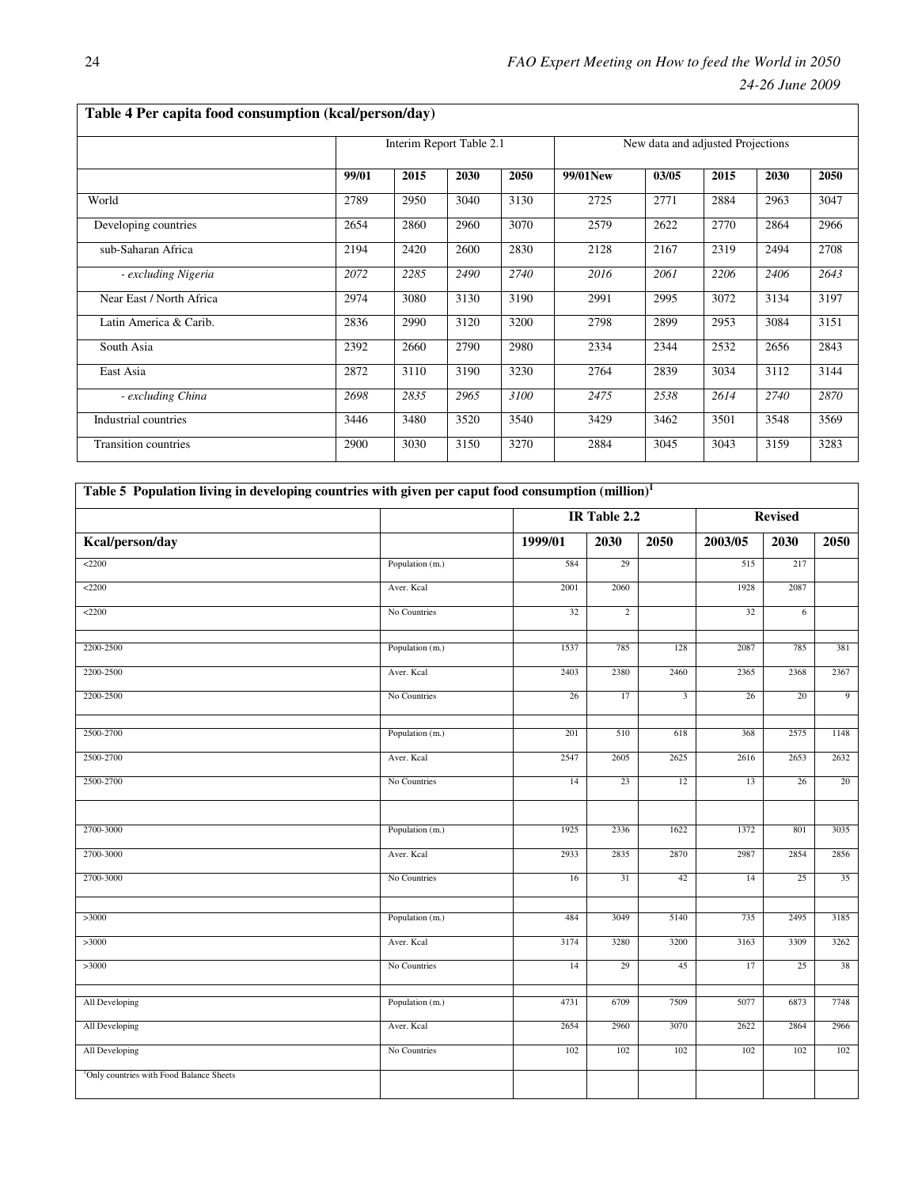**Table 4 Per capita food consumption (kcal/person/day)**

| | Interim Report Table 2.1 | | | | New data and adjusted Projections | | | | |
|---|---|---|---|---|---|---|---|---|---|
| | 99/01 | 2015 | 2030 | 2050 | 99/01New | 03/05 | 2015 | 2030 | 2050 |
| World | 2789 | 2950 | 3040 | 3130 | 2725 | 2771 | 2884 | 2963 | 3047 |
| Developing countries | 2654 | 2860 | 2960 | 3070 | 2579 | 2622 | 2770 | 2864 | 2966 |
| sub-Saharan Africa | 2194 | 2420 | 2600 | 2830 | 2128 | 2167 | 2319 | 2494 | 2708 |
| *- excluding Nigeria* | *2072* | *2285* | *2490* | *2740* | *2016* | *2061* | *2206* | *2406* | *2643* |
| Near East / North Africa | 2974 | 3080 | 3130 | 3190 | 2991 | 2995 | 3072 | 3134 | 3197 |
| Latin America & Carib. | 2836 | 2990 | 3120 | 3200 | 2798 | 2899 | 2953 | 3084 | 3151 |
| South Asia | 2392 | 2660 | 2790 | 2980 | 2334 | 2344 | 2532 | 2656 | 2843 |
| East Asia | 2872 | 3110 | 3190 | 3230 | 2764 | 2839 | 3034 | 3112 | 3144 |
| *- excluding China* | *2698* | *2835* | *2965* | *3100* | *2475* | *2538* | *2614* | *2740* | *2870* |
| Industrial countries | 3446 | 3480 | 3520 | 3540 | 3429 | 3462 | 3501 | 3548 | 3569 |
| Transition countries | 2900 | 3030 | 3150 | 3270 | 2884 | 3045 | 3043 | 3159 | 3283 |

**Table 5 Population living in developing countries with given per caput food consumption (million)[1]**

| | | IR Table 2.2 | | | Revised | | |
|---|---|---|---|---|---|---|---|
| **Kcal/person/day** | | **1999/01** | **2030** | **2050** | **2003/05** | **2030** | **2050** |
| <2200 | Population (m.) | 584 | 29 | | 515 | 217 | |
| <2200 | Aver. Kcal | 2001 | 2060 | | 1928 | 2087 | |
| <2200 | No Countries | 32 | 2 | | 32 | 6 | |
| | | | | | | | |
| 2200-2500 | Population (m.) | 1537 | 785 | 128 | 2087 | 785 | 381 |
| 2200-2500 | Aver. Kcal | 2403 | 2380 | 2460 | 2365 | 2368 | 2367 |
| 2200-2500 | No Countries | 26 | 17 | 3 | 26 | 20 | 9 |
| | | | | | | | |
| 2500-2700 | Population (m.) | 201 | 510 | 618 | 368 | 2575 | 1148 |
| 2500-2700 | Aver. Kcal | 2547 | 2605 | 2625 | 2616 | 2653 | 2632 |
| 2500-2700 | No Countries | 14 | 23 | 12 | 13 | 26 | 20 |
| | | | | | | | |
| 2700-3000 | Population (m.) | 1925 | 2336 | 1622 | 1372 | 801 | 3035 |
| 2700-3000 | Aver. Kcal | 2933 | 2835 | 2870 | 2987 | 2854 | 2856 |
| 2700-3000 | No Countries | 16 | 31 | 42 | 14 | 25 | 35 |
| | | | | | | | |
| >3000 | Population (m.) | 484 | 3049 | 5140 | 735 | 2495 | 3185 |
| >3000 | Aver. Kcal | 3174 | 3280 | 3200 | 3163 | 3309 | 3262 |
| >3000 | No Countries | 14 | 29 | 45 | 17 | 25 | 38 |
| | | | | | | | |
| All Developing | Population (m.) | 4731 | 6709 | 7509 | 5077 | 6873 | 7748 |
| All Developing | Aver. Kcal | 2654 | 2960 | 3070 | 2622 | 2864 | 2966 |
| All Developing | No Countries | 102 | 102 | 102 | 102 | 102 | 102 |
| [1]Only countries with Food Balance Sheets | | | | | | | |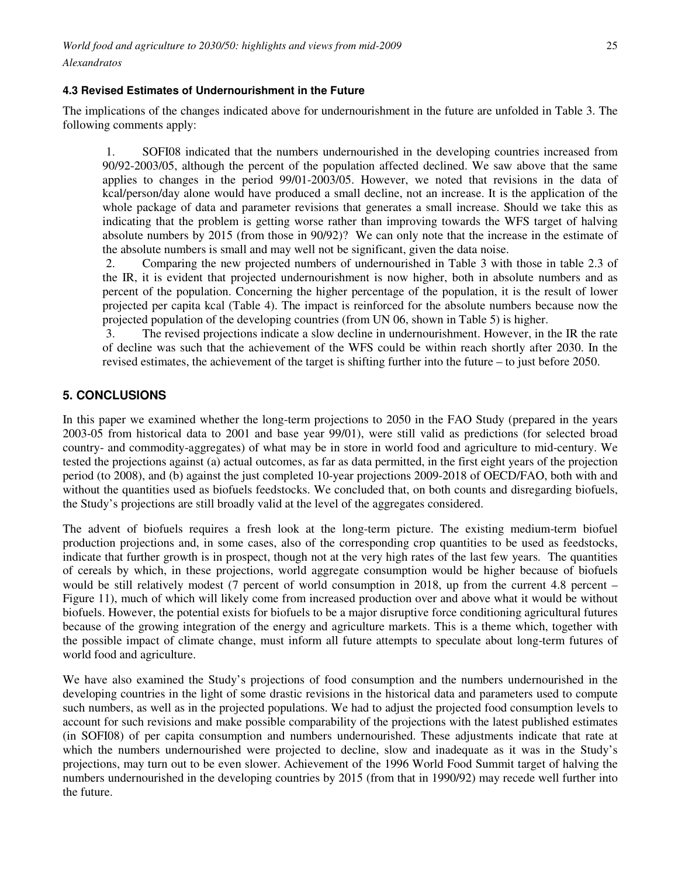### 4.3 Revised Estimates of Undernourishment in the Future

The implications of the changes indicated above for undernourishment in the future are unfolded in Table 3. The following comments apply:

1. SOFI08 indicated that the numbers undernourished in the developing countries increased from 90/92-2003/05, although the percent of the population affected declined. We saw above that the same applies to changes in the period 99/01-2003/05. However, we noted that revisions in the data of kcal/person/day alone would have produced a small decline, not an increase. It is the application of the whole package of data and parameter revisions that generates a small increase. Should we take this as indicating that the problem is getting worse rather than improving towards the WFS target of halving absolute numbers by 2015 (from those in 90/92)? We can only note that the increase in the estimate of the absolute numbers is small and may well not be significant, given the data noise.
2. Comparing the new projected numbers of undernourished in Table 3 with those in table 2.3 of the IR, it is evident that projected undernourishment is now higher, both in absolute numbers and as percent of the population. Concerning the higher percentage of the population, it is the result of lower projected per capita kcal (Table 4). The impact is reinforced for the absolute numbers because now the projected population of the developing countries (from UN 06, shown in Table 5) is higher.
3. The revised projections indicate a slow decline in undernourishment. However, in the IR the rate of decline was such that the achievement of the WFS could be within reach shortly after 2030. In the revised estimates, the achievement of the target is shifting further into the future – to just before 2050.

## 5. CONCLUSIONS

In this paper we examined whether the long-term projections to 2050 in the FAO Study (prepared in the years 2003-05 from historical data to 2001 and base year 99/01), were still valid as predictions (for selected broad country- and commodity-aggregates) of what may be in store in world food and agriculture to mid-century. We tested the projections against (a) actual outcomes, as far as data permitted, in the first eight years of the projection period (to 2008), and (b) against the just completed 10-year projections 2009-2018 of OECD/FAO, both with and without the quantities used as biofuels feedstocks. We concluded that, on both counts and disregarding biofuels, the Study's projections are still broadly valid at the level of the aggregates considered.

The advent of biofuels requires a fresh look at the long-term picture. The existing medium-term biofuel production projections and, in some cases, also of the corresponding crop quantities to be used as feedstocks, indicate that further growth is in prospect, though not at the very high rates of the last few years. The quantities of cereals by which, in these projections, world aggregate consumption would be higher because of biofuels would be still relatively modest (7 percent of world consumption in 2018, up from the current 4.8 percent – Figure 11), much of which will likely come from increased production over and above what it would be without biofuels. However, the potential exists for biofuels to be a major disruptive force conditioning agricultural futures because of the growing integration of the energy and agriculture markets. This is a theme which, together with the possible impact of climate change, must inform all future attempts to speculate about long-term futures of world food and agriculture.

We have also examined the Study's projections of food consumption and the numbers undernourished in the developing countries in the light of some drastic revisions in the historical data and parameters used to compute such numbers, as well as in the projected populations. We had to adjust the projected food consumption levels to account for such revisions and make possible comparability of the projections with the latest published estimates (in SOFI08) of per capita consumption and numbers undernourished. These adjustments indicate that rate at which the numbers undernourished were projected to decline, slow and inadequate as it was in the Study's projections, may turn out to be even slower. Achievement of the 1996 World Food Summit target of halving the numbers undernourished in the developing countries by 2015 (from that in 1990/92) may recede well further into the future.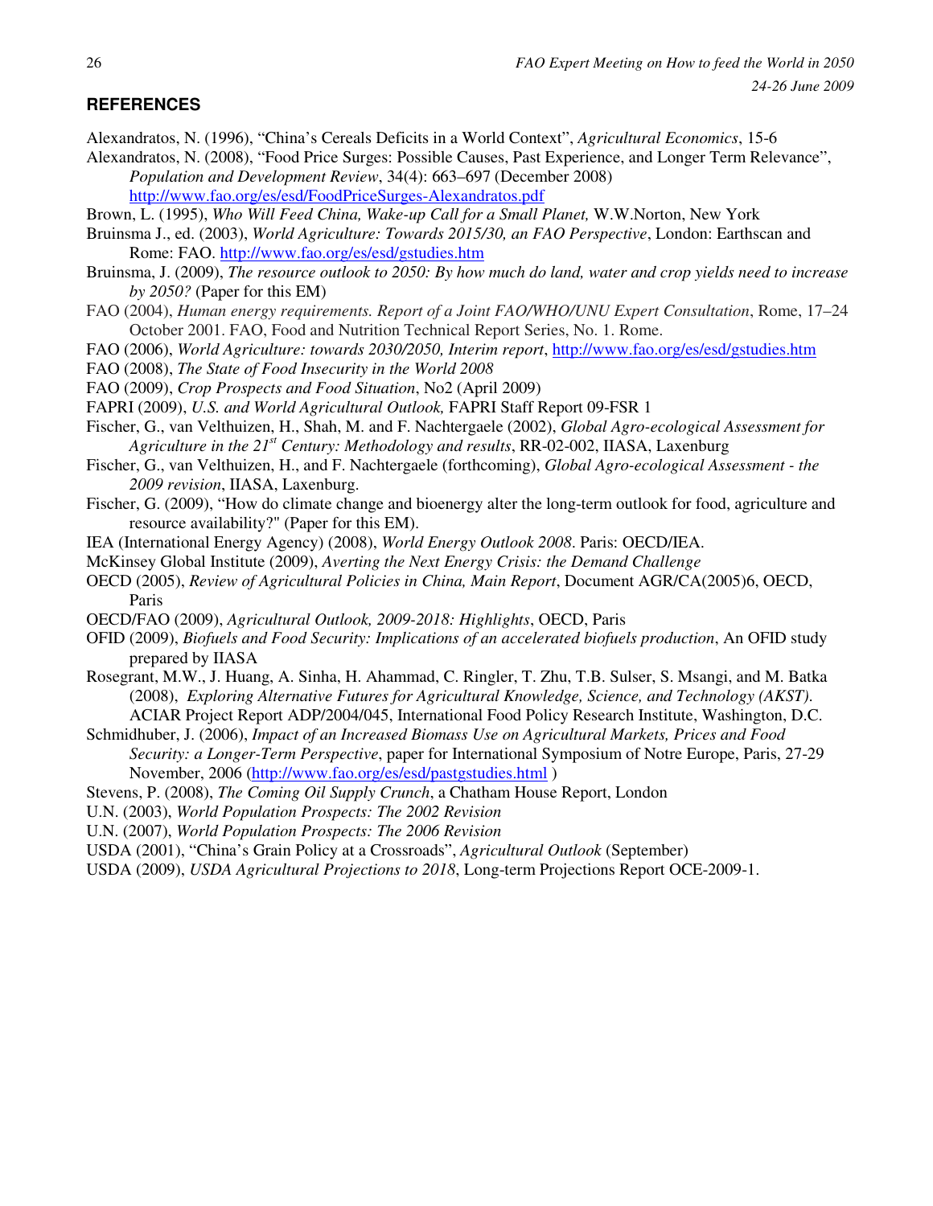## REFERENCES

Alexandratos, N. (1996), "China's Cereals Deficits in a World Context", *Agricultural Economics*, 15-6

Alexandratos, N. (2008), "Food Price Surges: Possible Causes, Past Experience, and Longer Term Relevance", *Population and Development Review*, 34(4): 663–697 (December 2008) http://www.fao.org/es/esd/FoodPriceSurges-Alexandratos.pdf

Brown, L. (1995), *Who Will Feed China, Wake-up Call for a Small Planet,* W.W.Norton, New York

Bruinsma J., ed. (2003), *World Agriculture: Towards 2015/30, an FAO Perspective*, London: Earthscan and Rome: FAO. http://www.fao.org/es/esd/gstudies.htm

Bruinsma, J. (2009), *The resource outlook to 2050: By how much do land, water and crop yields need to increase by 2050?* (Paper for this EM)

FAO (2004), *Human energy requirements. Report of a Joint FAO/WHO/UNU Expert Consultation*, Rome, 17–24 October 2001. FAO, Food and Nutrition Technical Report Series, No. 1. Rome.

FAO (2006), *World Agriculture: towards 2030/2050, Interim report*, http://www.fao.org/es/esd/gstudies.htm

FAO (2008), *The State of Food Insecurity in the World 2008*

FAO (2009), *Crop Prospects and Food Situation*, No2 (April 2009)

FAPRI (2009), *U.S. and World Agricultural Outlook,* FAPRI Staff Report 09-FSR 1

Fischer, G., van Velthuizen, H., Shah, M. and F. Nachtergaele (2002), *Global Agro-ecological Assessment for Agriculture in the 21st Century: Methodology and results*, RR-02-002, IIASA, Laxenburg

Fischer, G., van Velthuizen, H., and F. Nachtergaele (forthcoming), *Global Agro-ecological Assessment - the 2009 revision*, IIASA, Laxenburg.

Fischer, G. (2009), "How do climate change and bioenergy alter the long-term outlook for food, agriculture and resource availability?" (Paper for this EM).

IEA (International Energy Agency) (2008), *World Energy Outlook 2008*. Paris: OECD/IEA.

McKinsey Global Institute (2009), *Averting the Next Energy Crisis: the Demand Challenge*

OECD (2005), *Review of Agricultural Policies in China, Main Report*, Document AGR/CA(2005)6, OECD, Paris

OECD/FAO (2009), *Agricultural Outlook, 2009-2018: Highlights*, OECD, Paris

OFID (2009), *Biofuels and Food Security: Implications of an accelerated biofuels production*, An OFID study prepared by IIASA

Rosegrant, M.W., J. Huang, A. Sinha, H. Ahammad, C. Ringler, T. Zhu, T.B. Sulser, S. Msangi, and M. Batka (2008), *Exploring Alternative Futures for Agricultural Knowledge, Science, and Technology (AKST).* ACIAR Project Report ADP/2004/045, International Food Policy Research Institute, Washington, D.C.

Schmidhuber, J. (2006), *Impact of an Increased Biomass Use on Agricultural Markets, Prices and Food Security: a Longer-Term Perspective*, paper for International Symposium of Notre Europe, Paris, 27-29 November, 2006 (http://www.fao.org/es/esd/pastgstudies.html )

Stevens, P. (2008), *The Coming Oil Supply Crunch*, a Chatham House Report, London

U.N. (2003), *World Population Prospects: The 2002 Revision*

U.N. (2007), *World Population Prospects: The 2006 Revision*

USDA (2001), "China's Grain Policy at a Crossroads", *Agricultural Outlook* (September)

USDA (2009), *USDA Agricultural Projections to 2018*, Long-term Projections Report OCE-2009-1.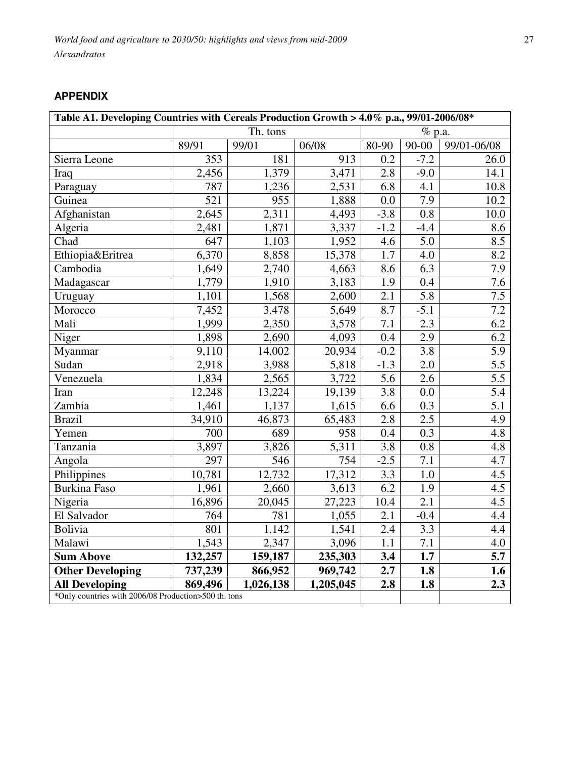## APPENDIX

| Table A1. Developing Countries with Cereals Production Growth > 4.0% p.a., 99/01-2006/08* | | | | | | |
|---|---|---|---|---|---|---|
| | Th. tons | | | % p.a. | | |
| | 89/91 | 99/01 | 06/08 | 80-90 | 90-00 | 99/01-06/08 |
| Sierra Leone | 353 | 181 | 913 | 0.2 | -7.2 | 26.0 |
| Iraq | 2,456 | 1,379 | 3,471 | 2.8 | -9.0 | 14.1 |
| Paraguay | 787 | 1,236 | 2,531 | 6.8 | 4.1 | 10.8 |
| Guinea | 521 | 955 | 1,888 | 0.0 | 7.9 | 10.2 |
| Afghanistan | 2,645 | 2,311 | 4,493 | -3.8 | 0.8 | 10.0 |
| Algeria | 2,481 | 1,871 | 3,337 | -1.2 | -4.4 | 8.6 |
| Chad | 647 | 1,103 | 1,952 | 4.6 | 5.0 | 8.5 |
| Ethiopia&Eritrea | 6,370 | 8,858 | 15,378 | 1.7 | 4.0 | 8.2 |
| Cambodia | 1,649 | 2,740 | 4,663 | 8.6 | 6.3 | 7.9 |
| Madagascar | 1,779 | 1,910 | 3,183 | 1.9 | 0.4 | 7.6 |
| Uruguay | 1,101 | 1,568 | 2,600 | 2.1 | 5.8 | 7.5 |
| Morocco | 7,452 | 3,478 | 5,649 | 8.7 | -5.1 | 7.2 |
| Mali | 1,999 | 2,350 | 3,578 | 7.1 | 2.3 | 6.2 |
| Niger | 1,898 | 2,690 | 4,093 | 0.4 | 2.9 | 6.2 |
| Myanmar | 9,110 | 14,002 | 20,934 | -0.2 | 3.8 | 5.9 |
| Sudan | 2,918 | 3,988 | 5,818 | -1.3 | 2.0 | 5.5 |
| Venezuela | 1,834 | 2,565 | 3,722 | 5.6 | 2.6 | 5.5 |
| Iran | 12,248 | 13,224 | 19,139 | 3.8 | 0.0 | 5.4 |
| Zambia | 1,461 | 1,137 | 1,615 | 6.6 | 0.3 | 5.1 |
| Brazil | 34,910 | 46,873 | 65,483 | 2.8 | 2.5 | 4.9 |
| Yemen | 700 | 689 | 958 | 0.4 | 0.3 | 4.8 |
| Tanzania | 3,897 | 3,826 | 5,311 | 3.8 | 0.8 | 4.8 |
| Angola | 297 | 546 | 754 | -2.5 | 7.1 | 4.7 |
| Philippines | 10,781 | 12,732 | 17,312 | 3.3 | 1.0 | 4.5 |
| Burkina Faso | 1,961 | 2,660 | 3,613 | 6.2 | 1.9 | 4.5 |
| Nigeria | 16,896 | 20,045 | 27,223 | 10.4 | 2.1 | 4.5 |
| El Salvador | 764 | 781 | 1,055 | 2.1 | -0.4 | 4.4 |
| Bolivia | 801 | 1,142 | 1,541 | 2.4 | 3.3 | 4.4 |
| Malawi | 1,543 | 2,347 | 3,096 | 1.1 | 7.1 | 4.0 |
| **Sum Above** | **132,257** | **159,187** | **235,303** | **3.4** | **1.7** | **5.7** |
| **Other Developing** | **737,239** | **866,952** | **969,742** | **2.7** | **1.8** | **1.6** |
| **All Developing** | **869,496** | **1,026,138** | **1,205,045** | **2.8** | **1.8** | **2.3** |
| *Only countries with 2006/08 Production>500 th. tons | | | | | | |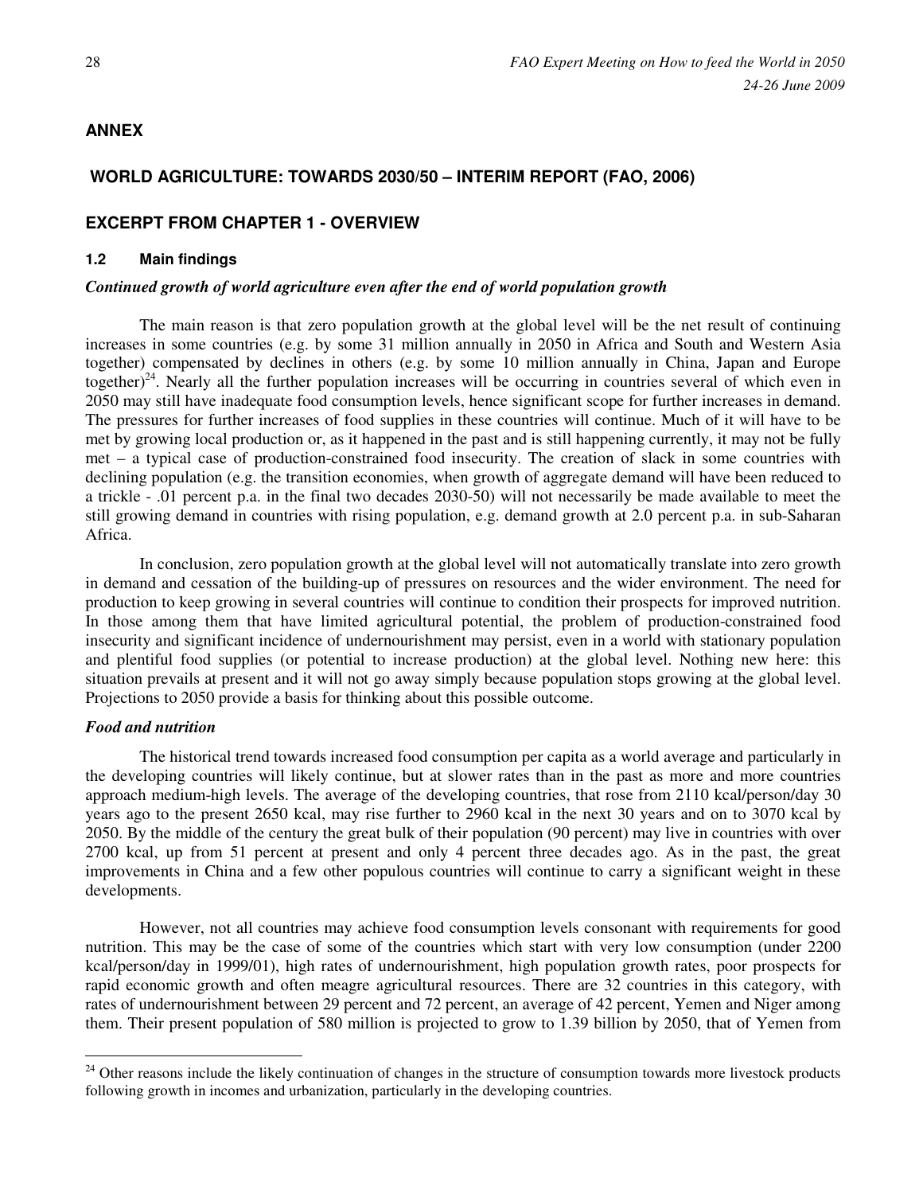## ANNEX

## WORLD AGRICULTURE: TOWARDS 2030/50 – INTERIM REPORT (FAO, 2006)

## EXCERPT FROM CHAPTER 1 - OVERVIEW

### 1.2 Main findings

***Continued growth of world agriculture even after the end of world population growth***

The main reason is that zero population growth at the global level will be the net result of continuing increases in some countries (e.g. by some 31 million annually in 2050 in Africa and South and Western Asia together) compensated by declines in others (e.g. by some 10 million annually in China, Japan and Europe together)[24]. Nearly all the further population increases will be occurring in countries several of which even in 2050 may still have inadequate food consumption levels, hence significant scope for further increases in demand. The pressures for further increases of food supplies in these countries will continue. Much of it will have to be met by growing local production or, as it happened in the past and is still happening currently, it may not be fully met – a typical case of production-constrained food insecurity. The creation of slack in some countries with declining population (e.g. the transition economies, when growth of aggregate demand will have been reduced to a trickle - .01 percent p.a. in the final two decades 2030-50) will not necessarily be made available to meet the still growing demand in countries with rising population, e.g. demand growth at 2.0 percent p.a. in sub-Saharan Africa.

In conclusion, zero population growth at the global level will not automatically translate into zero growth in demand and cessation of the building-up of pressures on resources and the wider environment. The need for production to keep growing in several countries will continue to condition their prospects for improved nutrition. In those among them that have limited agricultural potential, the problem of production-constrained food insecurity and significant incidence of undernourishment may persist, even in a world with stationary population and plentiful food supplies (or potential to increase production) at the global level. Nothing new here: this situation prevails at present and it will not go away simply because population stops growing at the global level. Projections to 2050 provide a basis for thinking about this possible outcome.

***Food and nutrition***

The historical trend towards increased food consumption per capita as a world average and particularly in the developing countries will likely continue, but at slower rates than in the past as more and more countries approach medium-high levels. The average of the developing countries, that rose from 2110 kcal/person/day 30 years ago to the present 2650 kcal, may rise further to 2960 kcal in the next 30 years and on to 3070 kcal by 2050. By the middle of the century the great bulk of their population (90 percent) may live in countries with over 2700 kcal, up from 51 percent at present and only 4 percent three decades ago. As in the past, the great improvements in China and a few other populous countries will continue to carry a significant weight in these developments.

However, not all countries may achieve food consumption levels consonant with requirements for good nutrition. This may be the case of some of the countries which start with very low consumption (under 2200 kcal/person/day in 1999/01), high rates of undernourishment, high population growth rates, poor prospects for rapid economic growth and often meagre agricultural resources. There are 32 countries in this category, with rates of undernourishment between 29 percent and 72 percent, an average of 42 percent, Yemen and Niger among them. Their present population of 580 million is projected to grow to 1.39 billion by 2050, that of Yemen from

---

[24] Other reasons include the likely continuation of changes in the structure of consumption towards more livestock products following growth in incomes and urbanization, particularly in the developing countries.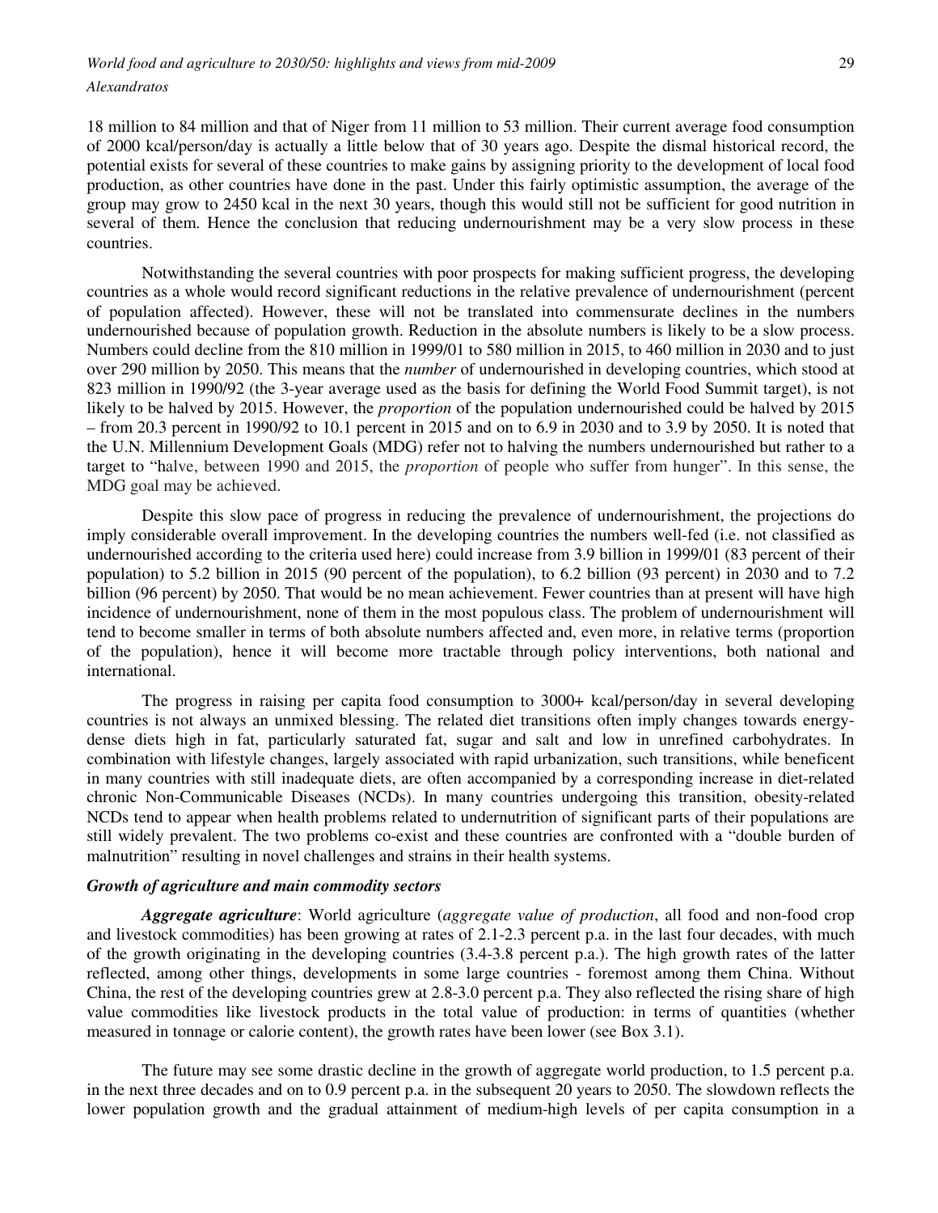18 million to 84 million and that of Niger from 11 million to 53 million. Their current average food consumption of 2000 kcal/person/day is actually a little below that of 30 years ago. Despite the dismal historical record, the potential exists for several of these countries to make gains by assigning priority to the development of local food production, as other countries have done in the past. Under this fairly optimistic assumption, the average of the group may grow to 2450 kcal in the next 30 years, though this would still not be sufficient for good nutrition in several of them. Hence the conclusion that reducing undernourishment may be a very slow process in these countries.

Notwithstanding the several countries with poor prospects for making sufficient progress, the developing countries as a whole would record significant reductions in the relative prevalence of undernourishment (percent of population affected). However, these will not be translated into commensurate declines in the numbers undernourished because of population growth. Reduction in the absolute numbers is likely to be a slow process. Numbers could decline from the 810 million in 1999/01 to 580 million in 2015, to 460 million in 2030 and to just over 290 million by 2050. This means that the *number* of undernourished in developing countries, which stood at 823 million in 1990/92 (the 3-year average used as the basis for defining the World Food Summit target), is not likely to be halved by 2015. However, the *proportion* of the population undernourished could be halved by 2015 – from 20.3 percent in 1990/92 to 10.1 percent in 2015 and on to 6.9 in 2030 and to 3.9 by 2050. It is noted that the U.N. Millennium Development Goals (MDG) refer not to halving the numbers undernourished but rather to a target to "halve, between 1990 and 2015, the *proportion* of people who suffer from hunger". In this sense, the MDG goal may be achieved.

Despite this slow pace of progress in reducing the prevalence of undernourishment, the projections do imply considerable overall improvement. In the developing countries the numbers well-fed (i.e. not classified as undernourished according to the criteria used here) could increase from 3.9 billion in 1999/01 (83 percent of their population) to 5.2 billion in 2015 (90 percent of the population), to 6.2 billion (93 percent) in 2030 and to 7.2 billion (96 percent) by 2050. That would be no mean achievement. Fewer countries than at present will have high incidence of undernourishment, none of them in the most populous class. The problem of undernourishment will tend to become smaller in terms of both absolute numbers affected and, even more, in relative terms (proportion of the population), hence it will become more tractable through policy interventions, both national and international.

The progress in raising per capita food consumption to 3000+ kcal/person/day in several developing countries is not always an unmixed blessing. The related diet transitions often imply changes towards energy-dense diets high in fat, particularly saturated fat, sugar and salt and low in unrefined carbohydrates. In combination with lifestyle changes, largely associated with rapid urbanization, such transitions, while beneficent in many countries with still inadequate diets, are often accompanied by a corresponding increase in diet-related chronic Non-Communicable Diseases (NCDs). In many countries undergoing this transition, obesity-related NCDs tend to appear when health problems related to undernutrition of significant parts of their populations are still widely prevalent. The two problems co-exist and these countries are confronted with a "double burden of malnutrition" resulting in novel challenges and strains in their health systems.

### *Growth of agriculture and main commodity sectors*

***Aggregate agriculture***: World agriculture (*aggregate value of production*, all food and non-food crop and livestock commodities) has been growing at rates of 2.1-2.3 percent p.a. in the last four decades, with much of the growth originating in the developing countries (3.4-3.8 percent p.a.). The high growth rates of the latter reflected, among other things, developments in some large countries - foremost among them China. Without China, the rest of the developing countries grew at 2.8-3.0 percent p.a. They also reflected the rising share of high value commodities like livestock products in the total value of production: in terms of quantities (whether measured in tonnage or calorie content), the growth rates have been lower (see Box 3.1).

The future may see some drastic decline in the growth of aggregate world production, to 1.5 percent p.a. in the next three decades and on to 0.9 percent p.a. in the subsequent 20 years to 2050. The slowdown reflects the lower population growth and the gradual attainment of medium-high levels of per capita consumption in a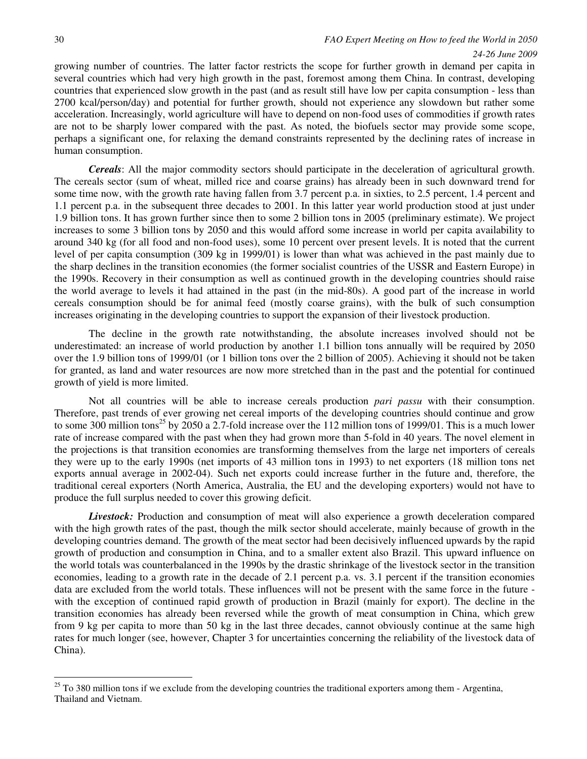growing number of countries. The latter factor restricts the scope for further growth in demand per capita in several countries which had very high growth in the past, foremost among them China. In contrast, developing countries that experienced slow growth in the past (and as result still have low per capita consumption - less than 2700 kcal/person/day) and potential for further growth, should not experience any slowdown but rather some acceleration. Increasingly, world agriculture will have to depend on non-food uses of commodities if growth rates are not to be sharply lower compared with the past. As noted, the biofuels sector may provide some scope, perhaps a significant one, for relaxing the demand constraints represented by the declining rates of increase in human consumption.

***Cereals***: All the major commodity sectors should participate in the deceleration of agricultural growth. The cereals sector (sum of wheat, milled rice and coarse grains) has already been in such downward trend for some time now, with the growth rate having fallen from 3.7 percent p.a. in sixties, to 2.5 percent, 1.4 percent and 1.1 percent p.a. in the subsequent three decades to 2001. In this latter year world production stood at just under 1.9 billion tons. It has grown further since then to some 2 billion tons in 2005 (preliminary estimate). We project increases to some 3 billion tons by 2050 and this would afford some increase in world per capita availability to around 340 kg (for all food and non-food uses), some 10 percent over present levels. It is noted that the current level of per capita consumption (309 kg in 1999/01) is lower than what was achieved in the past mainly due to the sharp declines in the transition economies (the former socialist countries of the USSR and Eastern Europe) in the 1990s. Recovery in their consumption as well as continued growth in the developing countries should raise the world average to levels it had attained in the past (in the mid-80s). A good part of the increase in world cereals consumption should be for animal feed (mostly coarse grains), with the bulk of such consumption increases originating in the developing countries to support the expansion of their livestock production.

The decline in the growth rate notwithstanding, the absolute increases involved should not be underestimated: an increase of world production by another 1.1 billion tons annually will be required by 2050 over the 1.9 billion tons of 1999/01 (or 1 billion tons over the 2 billion of 2005). Achieving it should not be taken for granted, as land and water resources are now more stretched than in the past and the potential for continued growth of yield is more limited.

Not all countries will be able to increase cereals production *pari passu* with their consumption. Therefore, past trends of ever growing net cereal imports of the developing countries should continue and grow to some 300 million tons[25] by 2050 a 2.7-fold increase over the 112 million tons of 1999/01. This is a much lower rate of increase compared with the past when they had grown more than 5-fold in 40 years. The novel element in the projections is that transition economies are transforming themselves from the large net importers of cereals they were up to the early 1990s (net imports of 43 million tons in 1993) to net exporters (18 million tons net exports annual average in 2002-04). Such net exports could increase further in the future and, therefore, the traditional cereal exporters (North America, Australia, the EU and the developing exporters) would not have to produce the full surplus needed to cover this growing deficit.

***Livestock:*** Production and consumption of meat will also experience a growth deceleration compared with the high growth rates of the past, though the milk sector should accelerate, mainly because of growth in the developing countries demand. The growth of the meat sector had been decisively influenced upwards by the rapid growth of production and consumption in China, and to a smaller extent also Brazil. This upward influence on the world totals was counterbalanced in the 1990s by the drastic shrinkage of the livestock sector in the transition economies, leading to a growth rate in the decade of 2.1 percent p.a. vs. 3.1 percent if the transition economies data are excluded from the world totals. These influences will not be present with the same force in the future - with the exception of continued rapid growth of production in Brazil (mainly for export). The decline in the transition economies has already been reversed while the growth of meat consumption in China, which grew from 9 kg per capita to more than 50 kg in the last three decades, cannot obviously continue at the same high rates for much longer (see, however, Chapter 3 for uncertainties concerning the reliability of the livestock data of China).

---

[25] To 380 million tons if we exclude from the developing countries the traditional exporters among them - Argentina, Thailand and Vietnam.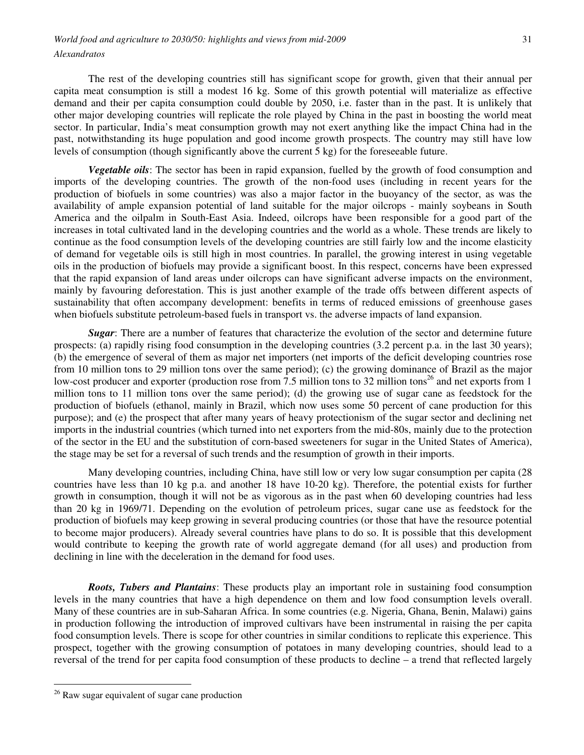The rest of the developing countries still has significant scope for growth, given that their annual per capita meat consumption is still a modest 16 kg. Some of this growth potential will materialize as effective demand and their per capita consumption could double by 2050, i.e. faster than in the past. It is unlikely that other major developing countries will replicate the role played by China in the past in boosting the world meat sector. In particular, India's meat consumption growth may not exert anything like the impact China had in the past, notwithstanding its huge population and good income growth prospects. The country may still have low levels of consumption (though significantly above the current 5 kg) for the foreseeable future.

***Vegetable oils***: The sector has been in rapid expansion, fuelled by the growth of food consumption and imports of the developing countries. The growth of the non-food uses (including in recent years for the production of biofuels in some countries) was also a major factor in the buoyancy of the sector, as was the availability of ample expansion potential of land suitable for the major oilcrops - mainly soybeans in South America and the oilpalm in South-East Asia. Indeed, oilcrops have been responsible for a good part of the increases in total cultivated land in the developing countries and the world as a whole. These trends are likely to continue as the food consumption levels of the developing countries are still fairly low and the income elasticity of demand for vegetable oils is still high in most countries. In parallel, the growing interest in using vegetable oils in the production of biofuels may provide a significant boost. In this respect, concerns have been expressed that the rapid expansion of land areas under oilcrops can have significant adverse impacts on the environment, mainly by favouring deforestation. This is just another example of the trade offs between different aspects of sustainability that often accompany development: benefits in terms of reduced emissions of greenhouse gases when biofuels substitute petroleum-based fuels in transport vs. the adverse impacts of land expansion.

***Sugar***: There are a number of features that characterize the evolution of the sector and determine future prospects: (a) rapidly rising food consumption in the developing countries (3.2 percent p.a. in the last 30 years); (b) the emergence of several of them as major net importers (net imports of the deficit developing countries rose from 10 million tons to 29 million tons over the same period); (c) the growing dominance of Brazil as the major low-cost producer and exporter (production rose from 7.5 million tons to 32 million tons[26] and net exports from 1 million tons to 11 million tons over the same period); (d) the growing use of sugar cane as feedstock for the production of biofuels (ethanol, mainly in Brazil, which now uses some 50 percent of cane production for this purpose); and (e) the prospect that after many years of heavy protectionism of the sugar sector and declining net imports in the industrial countries (which turned into net exporters from the mid-80s, mainly due to the protection of the sector in the EU and the substitution of corn-based sweeteners for sugar in the United States of America), the stage may be set for a reversal of such trends and the resumption of growth in their imports.

Many developing countries, including China, have still low or very low sugar consumption per capita (28 countries have less than 10 kg p.a. and another 18 have 10-20 kg). Therefore, the potential exists for further growth in consumption, though it will not be as vigorous as in the past when 60 developing countries had less than 20 kg in 1969/71. Depending on the evolution of petroleum prices, sugar cane use as feedstock for the production of biofuels may keep growing in several producing countries (or those that have the resource potential to become major producers). Already several countries have plans to do so. It is possible that this development would contribute to keeping the growth rate of world aggregate demand (for all uses) and production from declining in line with the deceleration in the demand for food uses.

***Roots, Tubers and Plantains***: These products play an important role in sustaining food consumption levels in the many countries that have a high dependence on them and low food consumption levels overall. Many of these countries are in sub-Saharan Africa. In some countries (e.g. Nigeria, Ghana, Benin, Malawi) gains in production following the introduction of improved cultivars have been instrumental in raising the per capita food consumption levels. There is scope for other countries in similar conditions to replicate this experience. This prospect, together with the growing consumption of potatoes in many developing countries, should lead to a reversal of the trend for per capita food consumption of these products to decline – a trend that reflected largely

[26] Raw sugar equivalent of sugar cane production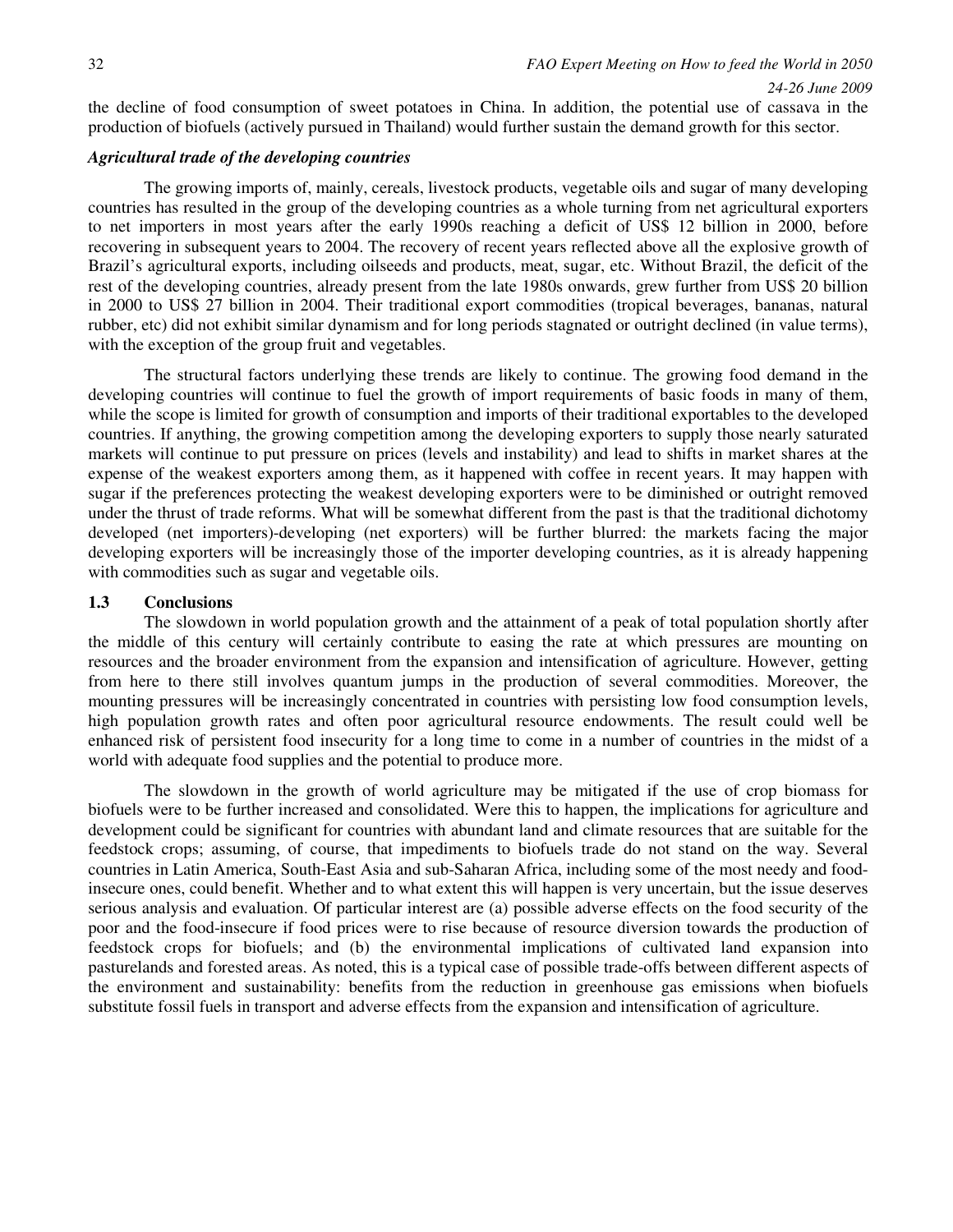the decline of food consumption of sweet potatoes in China. In addition, the potential use of cassava in the production of biofuels (actively pursued in Thailand) would further sustain the demand growth for this sector.

***Agricultural trade of the developing countries***

The growing imports of, mainly, cereals, livestock products, vegetable oils and sugar of many developing countries has resulted in the group of the developing countries as a whole turning from net agricultural exporters to net importers in most years after the early 1990s reaching a deficit of US$ 12 billion in 2000, before recovering in subsequent years to 2004. The recovery of recent years reflected above all the explosive growth of Brazil's agricultural exports, including oilseeds and products, meat, sugar, etc. Without Brazil, the deficit of the rest of the developing countries, already present from the late 1980s onwards, grew further from US$ 20 billion in 2000 to US$ 27 billion in 2004. Their traditional export commodities (tropical beverages, bananas, natural rubber, etc) did not exhibit similar dynamism and for long periods stagnated or outright declined (in value terms), with the exception of the group fruit and vegetables.

The structural factors underlying these trends are likely to continue. The growing food demand in the developing countries will continue to fuel the growth of import requirements of basic foods in many of them, while the scope is limited for growth of consumption and imports of their traditional exportables to the developed countries. If anything, the growing competition among the developing exporters to supply those nearly saturated markets will continue to put pressure on prices (levels and instability) and lead to shifts in market shares at the expense of the weakest exporters among them, as it happened with coffee in recent years. It may happen with sugar if the preferences protecting the weakest developing exporters were to be diminished or outright removed under the thrust of trade reforms. What will be somewhat different from the past is that the traditional dichotomy developed (net importers)-developing (net exporters) will be further blurred: the markets facing the major developing exporters will be increasingly those of the importer developing countries, as it is already happening with commodities such as sugar and vegetable oils.

## 1.3 Conclusions

The slowdown in world population growth and the attainment of a peak of total population shortly after the middle of this century will certainly contribute to easing the rate at which pressures are mounting on resources and the broader environment from the expansion and intensification of agriculture. However, getting from here to there still involves quantum jumps in the production of several commodities. Moreover, the mounting pressures will be increasingly concentrated in countries with persisting low food consumption levels, high population growth rates and often poor agricultural resource endowments. The result could well be enhanced risk of persistent food insecurity for a long time to come in a number of countries in the midst of a world with adequate food supplies and the potential to produce more.

The slowdown in the growth of world agriculture may be mitigated if the use of crop biomass for biofuels were to be further increased and consolidated. Were this to happen, the implications for agriculture and development could be significant for countries with abundant land and climate resources that are suitable for the feedstock crops; assuming, of course, that impediments to biofuels trade do not stand on the way. Several countries in Latin America, South-East Asia and sub-Saharan Africa, including some of the most needy and food-insecure ones, could benefit. Whether and to what extent this will happen is very uncertain, but the issue deserves serious analysis and evaluation. Of particular interest are (a) possible adverse effects on the food security of the poor and the food-insecure if food prices were to rise because of resource diversion towards the production of feedstock crops for biofuels; and (b) the environmental implications of cultivated land expansion into pasturelands and forested areas. As noted, this is a typical case of possible trade-offs between different aspects of the environment and sustainability: benefits from the reduction in greenhouse gas emissions when biofuels substitute fossil fuels in transport and adverse effects from the expansion and intensification of agriculture.